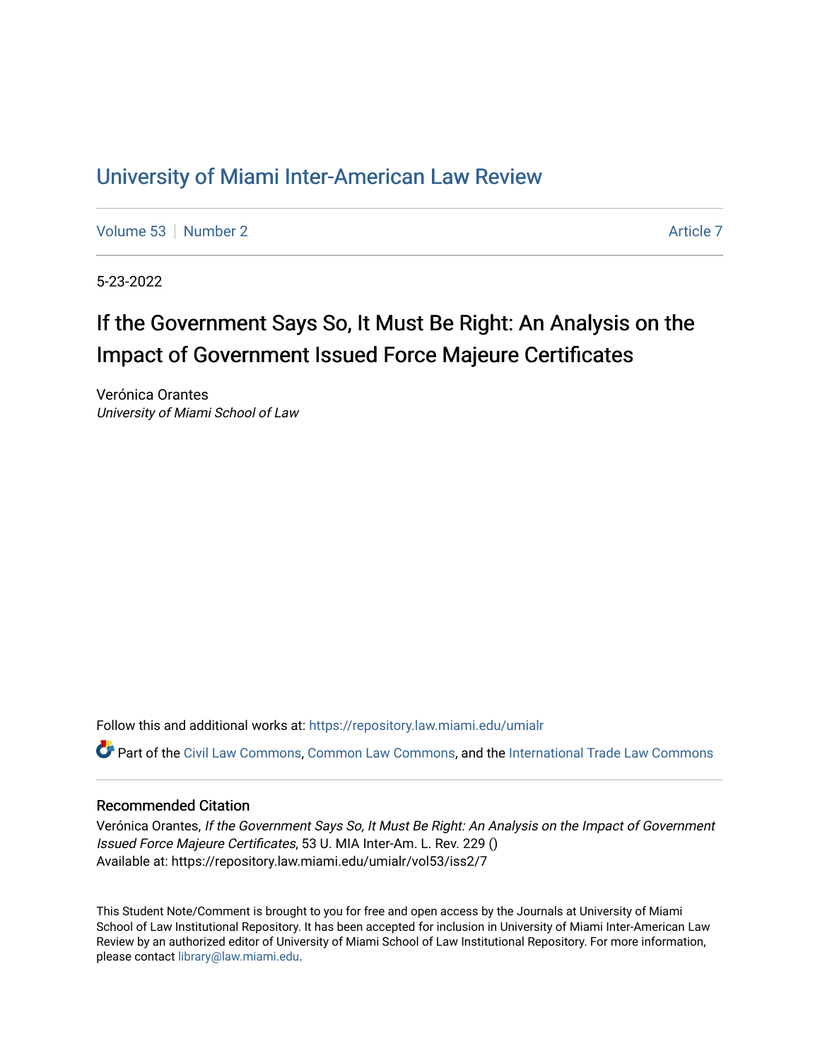# University of Miami Inter-American Law Review

Volume 53 | Number 2 | Article 7

5-23-2022

## If the Government Says So, It Must Be Right: An Analysis on the Impact of Government Issued Force Majeure Certificates

Verónica Orantes
*University of Miami School of Law*

Follow this and additional works at: https://repository.law.miami.edu/umialr

Part of the Civil Law Commons, Common Law Commons, and the International Trade Law Commons

### Recommended Citation

Verónica Orantes, *If the Government Says So, It Must Be Right: An Analysis on the Impact of Government Issued Force Majeure Certificates*, 53 U. MIA Inter-Am. L. Rev. 229 ()
Available at: https://repository.law.miami.edu/umialr/vol53/iss2/7

This Student Note/Comment is brought to you for free and open access by the Journals at University of Miami School of Law Institutional Repository. It has been accepted for inclusion in University of Miami Inter-American Law Review by an authorized editor of University of Miami School of Law Institutional Repository. For more information, please contact library@law.miami.edu.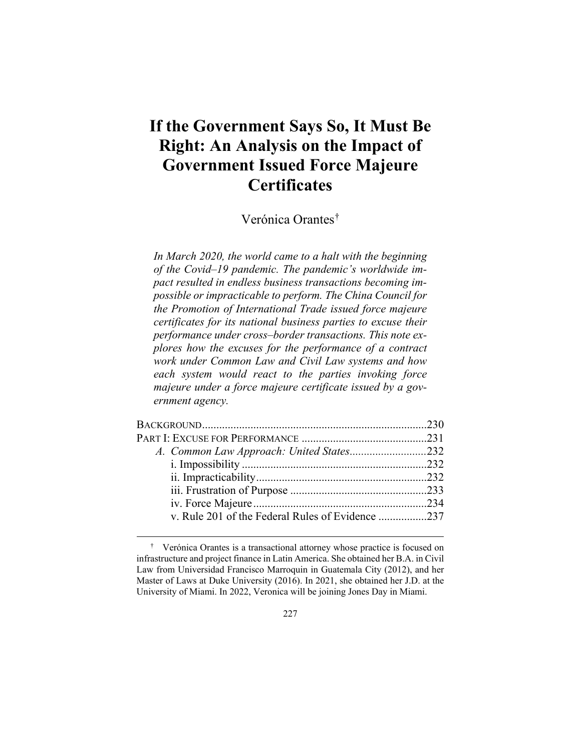# If the Government Says So, It Must Be Right: An Analysis on the Impact of Government Issued Force Majeure Certificates

Verónica Orantes[†]

*In March 2020, the world came to a halt with the beginning of the Covid–19 pandemic. The pandemic's worldwide impact resulted in endless business transactions becoming impossible or impracticable to perform. The China Council for the Promotion of International Trade issued force majeure certificates for its national business parties to excuse their performance under cross–border transactions. This note explores how the excuses for the performance of a contract work under Common Law and Civil Law systems and how each system would react to the parties invoking force majeure under a force majeure certificate issued by a government agency.*

- BACKGROUND .......................................................................... 230
- PART I: EXCUSE FOR PERFORMANCE .......................................... 231
  - *A. Common Law Approach: United States* ................................ 232
    - i. Impossibility ....................................................................... 232
    - ii. Impracticability ................................................................... 232
    - iii. Frustration of Purpose ........................................................ 233
    - iv. Force Majeure ..................................................................... 234
    - v. Rule 201 of the Federal Rules of Evidence ............................ 237

---

[†] Verónica Orantes is a transactional attorney whose practice is focused on infrastructure and project finance in Latin America. She obtained her B.A. in Civil Law from Universidad Francisco Marroquin in Guatemala City (2012), and her Master of Laws at Duke University (2016). In 2021, she obtained her J.D. at the University of Miami. In 2022, Veronica will be joining Jones Day in Miami.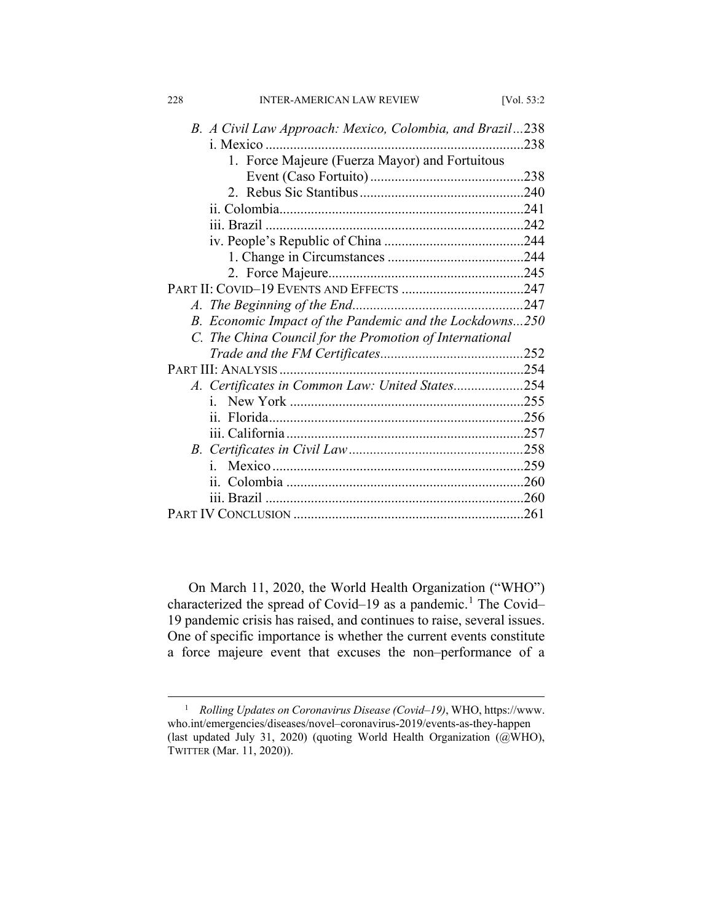*B. A Civil Law Approach: Mexico, Colombia, and Brazil*...238

i. Mexico...238

1. Force Majeure (Fuerza Mayor) and Fortuitous Event (Caso Fortuito)...238

2. Rebus Sic Stantibus...240

ii. Colombia...241

iii. Brazil...242

iv. People's Republic of China...244

1. Change in Circumstances...244

2. Force Majeure...245

PART II: COVID–19 EVENTS AND EFFECTS...247

*A. The Beginning of the End*...247

*B. Economic Impact of the Pandemic and the Lockdowns*...250

*C. The China Council for the Promotion of International Trade and the FM Certificates*...252

PART III: ANALYSIS...254

*A. Certificates in Common Law: United States*...254

i. New York...255

ii. Florida...256

iii. California...257

*B. Certificates in Civil Law*...258

i. Mexico...259

ii. Colombia...260

iii. Brazil...260

PART IV CONCLUSION...261

On March 11, 2020, the World Health Organization ("WHO") characterized the spread of Covid–19 as a pandemic.[1] The Covid–19 pandemic crisis has raised, and continues to raise, several issues. One of specific importance is whether the current events constitute a force majeure event that excuses the non–performance of a

---

[1] *Rolling Updates on Coronavirus Disease (Covid–19)*, WHO, https://www.who.int/emergencies/diseases/novel–coronavirus-2019/events-as-they-happen (last updated July 31, 2020) (quoting World Health Organization (@WHO), TWITTER (Mar. 11, 2020)).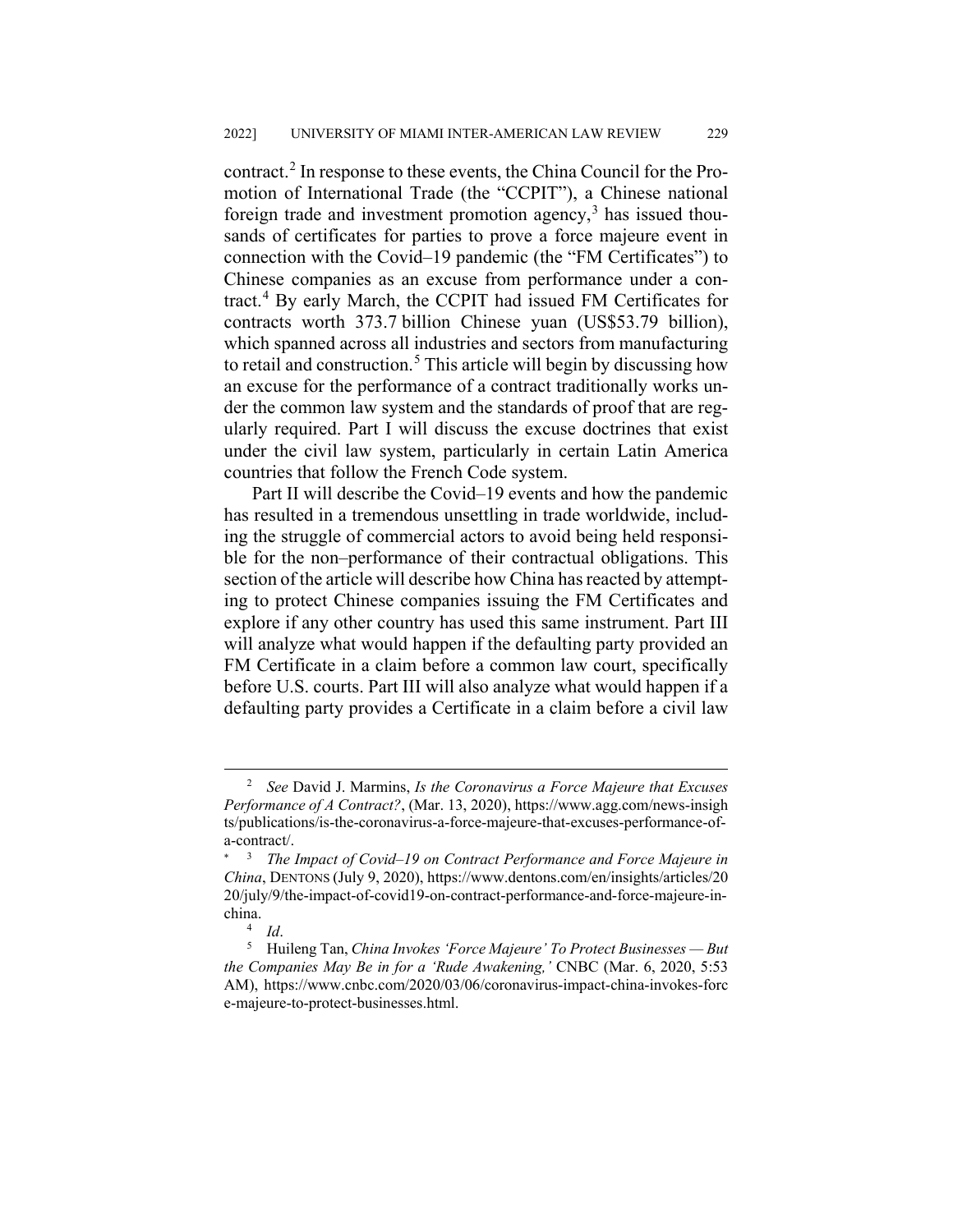contract.[2] In response to these events, the China Council for the Promotion of International Trade (the "CCPIT"), a Chinese national foreign trade and investment promotion agency,[3] has issued thousands of certificates for parties to prove a force majeure event in connection with the Covid–19 pandemic (the "FM Certificates") to Chinese companies as an excuse from performance under a contract.[4] By early March, the CCPIT had issued FM Certificates for contracts worth 373.7 billion Chinese yuan (US$53.79 billion), which spanned across all industries and sectors from manufacturing to retail and construction.[5] This article will begin by discussing how an excuse for the performance of a contract traditionally works under the common law system and the standards of proof that are regularly required. Part I will discuss the excuse doctrines that exist under the civil law system, particularly in certain Latin America countries that follow the French Code system.

Part II will describe the Covid–19 events and how the pandemic has resulted in a tremendous unsettling in trade worldwide, including the struggle of commercial actors to avoid being held responsible for the non–performance of their contractual obligations. This section of the article will describe how China has reacted by attempting to protect Chinese companies issuing the FM Certificates and explore if any other country has used this same instrument. Part III will analyze what would happen if the defaulting party provided an FM Certificate in a claim before a common law court, specifically before U.S. courts. Part III will also analyze what would happen if a defaulting party provides a Certificate in a claim before a civil law

---

[2] *See* David J. Marmins, *Is the Coronavirus a Force Majeure that Excuses Performance of A Contract?*, (Mar. 13, 2020), https://www.agg.com/news-insights/publications/is-the-coronavirus-a-force-majeure-that-excuses-performance-of-a-contract/.

[*] [3] *The Impact of Covid–19 on Contract Performance and Force Majeure in China*, DENTONS (July 9, 2020), https://www.dentons.com/en/insights/articles/2020/july/9/the-impact-of-covid19-on-contract-performance-and-force-majeure-in-china.

[4] *Id*.

[5] Huileng Tan, *China Invokes 'Force Majeure' To Protect Businesses — But the Companies May Be in for a 'Rude Awakening,'* CNBC (Mar. 6, 2020, 5:53 AM), https://www.cnbc.com/2020/03/06/coronavirus-impact-china-invokes-force-majeure-to-protect-businesses.html.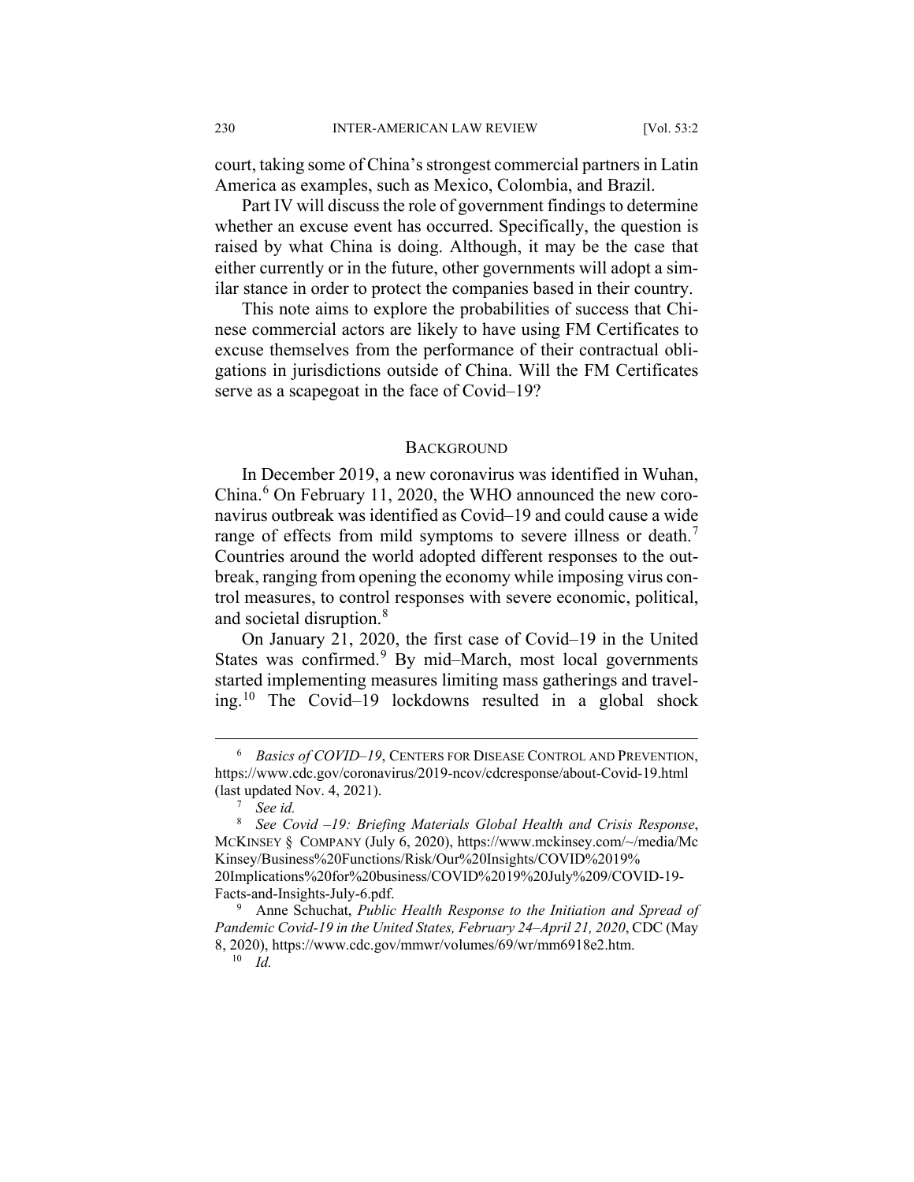court, taking some of China's strongest commercial partners in Latin America as examples, such as Mexico, Colombia, and Brazil.

Part IV will discuss the role of government findings to determine whether an excuse event has occurred. Specifically, the question is raised by what China is doing. Although, it may be the case that either currently or in the future, other governments will adopt a similar stance in order to protect the companies based in their country.

This note aims to explore the probabilities of success that Chinese commercial actors are likely to have using FM Certificates to excuse themselves from the performance of their contractual obligations in jurisdictions outside of China. Will the FM Certificates serve as a scapegoat in the face of Covid–19?

## BACKGROUND

In December 2019, a new coronavirus was identified in Wuhan, China.[6] On February 11, 2020, the WHO announced the new coronavirus outbreak was identified as Covid–19 and could cause a wide range of effects from mild symptoms to severe illness or death.[7] Countries around the world adopted different responses to the outbreak, ranging from opening the economy while imposing virus control measures, to control responses with severe economic, political, and societal disruption.[8]

On January 21, 2020, the first case of Covid–19 in the United States was confirmed.[9] By mid–March, most local governments started implementing measures limiting mass gatherings and traveling.[10] The Covid–19 lockdowns resulted in a global shock

---

[6] *Basics of COVID–19*, CENTERS FOR DISEASE CONTROL AND PREVENTION, https://www.cdc.gov/coronavirus/2019-ncov/cdcresponse/about-Covid-19.html (last updated Nov. 4, 2021).

[7] *See id.*

[8] *See Covid –19: Briefing Materials Global Health and Crisis Response*, MCKINSEY § COMPANY (July 6, 2020), https://www.mckinsey.com/~/media/McKinsey/Business%20Functions/Risk/Our%20Insights/COVID%2019%20Implications%20for%20business/COVID%2019%20July%209/COVID-19-Facts-and-Insights-July-6.pdf.

[9] Anne Schuchat, *Public Health Response to the Initiation and Spread of Pandemic Covid-19 in the United States, February 24–April 21, 2020*, CDC (May 8, 2020), https://www.cdc.gov/mmwr/volumes/69/wr/mm6918e2.htm.

[10] *Id.*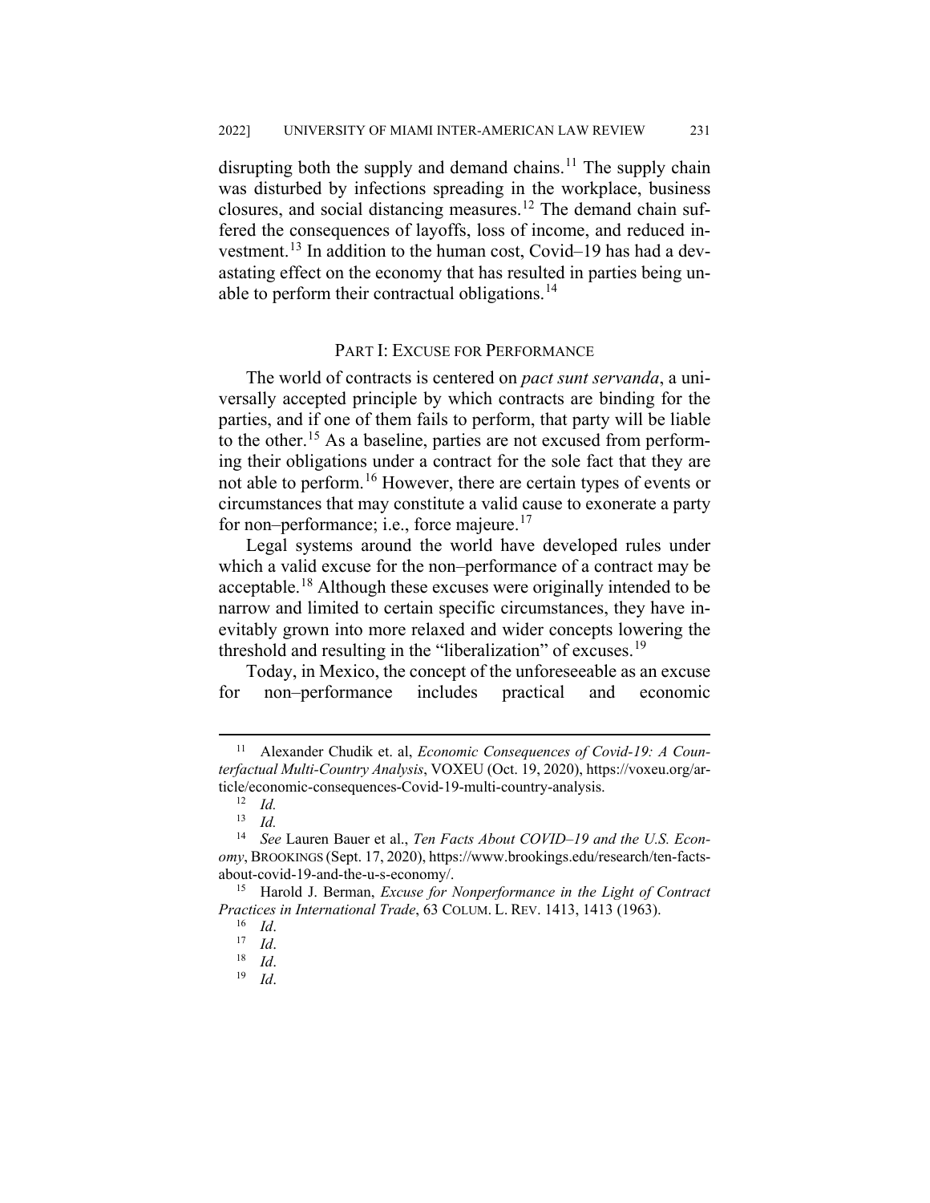disrupting both the supply and demand chains.[11] The supply chain was disturbed by infections spreading in the workplace, business closures, and social distancing measures.[12] The demand chain suffered the consequences of layoffs, loss of income, and reduced investment.[13] In addition to the human cost, Covid–19 has had a devastating effect on the economy that has resulted in parties being unable to perform their contractual obligations.[14]

## PART I: EXCUSE FOR PERFORMANCE

The world of contracts is centered on *pact sunt servanda*, a universally accepted principle by which contracts are binding for the parties, and if one of them fails to perform, that party will be liable to the other.[15] As a baseline, parties are not excused from performing their obligations under a contract for the sole fact that they are not able to perform.[16] However, there are certain types of events or circumstances that may constitute a valid cause to exonerate a party for non–performance; i.e., force majeure.[17]

Legal systems around the world have developed rules under which a valid excuse for the non–performance of a contract may be acceptable.[18] Although these excuses were originally intended to be narrow and limited to certain specific circumstances, they have inevitably grown into more relaxed and wider concepts lowering the threshold and resulting in the "liberalization" of excuses.[19]

Today, in Mexico, the concept of the unforeseeable as an excuse for non–performance includes practical and economic

---

[11] Alexander Chudik et. al, *Economic Consequences of Covid-19: A Counterfactual Multi-Country Analysis*, VOXEU (Oct. 19, 2020), https://voxeu.org/article/economic-consequences-Covid-19-multi-country-analysis.

[12] *Id.*

[13] *Id.*

[14] *See* Lauren Bauer et al., *Ten Facts About COVID–19 and the U.S. Economy*, BROOKINGS (Sept. 17, 2020), https://www.brookings.edu/research/ten-facts-about-covid-19-and-the-u-s-economy/.

[15] Harold J. Berman, *Excuse for Nonperformance in the Light of Contract Practices in International Trade*, 63 COLUM. L. REV. 1413, 1413 (1963).

[16] *Id*.

[17] *Id*.

[18] *Id*.

[19] *Id*.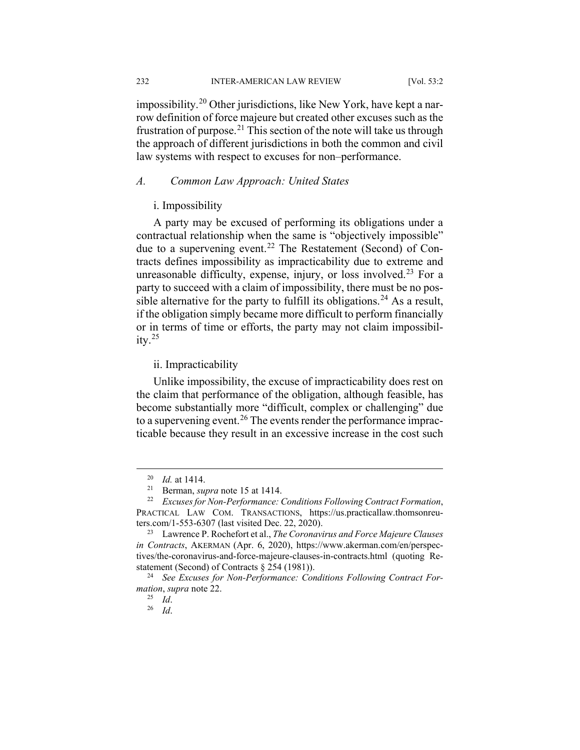impossibility.[20] Other jurisdictions, like New York, have kept a narrow definition of force majeure but created other excuses such as the frustration of purpose.[21] This section of the note will take us through the approach of different jurisdictions in both the common and civil law systems with respect to excuses for non–performance.

### *A. Common Law Approach: United States*

#### i. Impossibility

A party may be excused of performing its obligations under a contractual relationship when the same is "objectively impossible" due to a supervening event.[22] The Restatement (Second) of Contracts defines impossibility as impracticability due to extreme and unreasonable difficulty, expense, injury, or loss involved.[23] For a party to succeed with a claim of impossibility, there must be no possible alternative for the party to fulfill its obligations.[24] As a result, if the obligation simply became more difficult to perform financially or in terms of time or efforts, the party may not claim impossibility.[25]

#### ii. Impracticability

Unlike impossibility, the excuse of impracticability does rest on the claim that performance of the obligation, although feasible, has become substantially more "difficult, complex or challenging" due to a supervening event.[26] The events render the performance impracticable because they result in an excessive increase in the cost such

---

[20] *Id.* at 1414.

[21] Berman, *supra* note 15 at 1414.

[22] *Excuses for Non-Performance: Conditions Following Contract Formation*, PRACTICAL LAW COM. TRANSACTIONS, https://us.practicallaw.thomsonreuters.com/1-553-6307 (last visited Dec. 22, 2020).

[23] Lawrence P. Rochefort et al., *The Coronavirus and Force Majeure Clauses in Contracts*, AKERMAN (Apr. 6, 2020), https://www.akerman.com/en/perspectives/the-coronavirus-and-force-majeure-clauses-in-contracts.html (quoting Restatement (Second) of Contracts § 254 (1981)).

[24] *See Excuses for Non-Performance: Conditions Following Contract Formation*, *supra* note 22.

[25] *Id*.

[26] *Id*.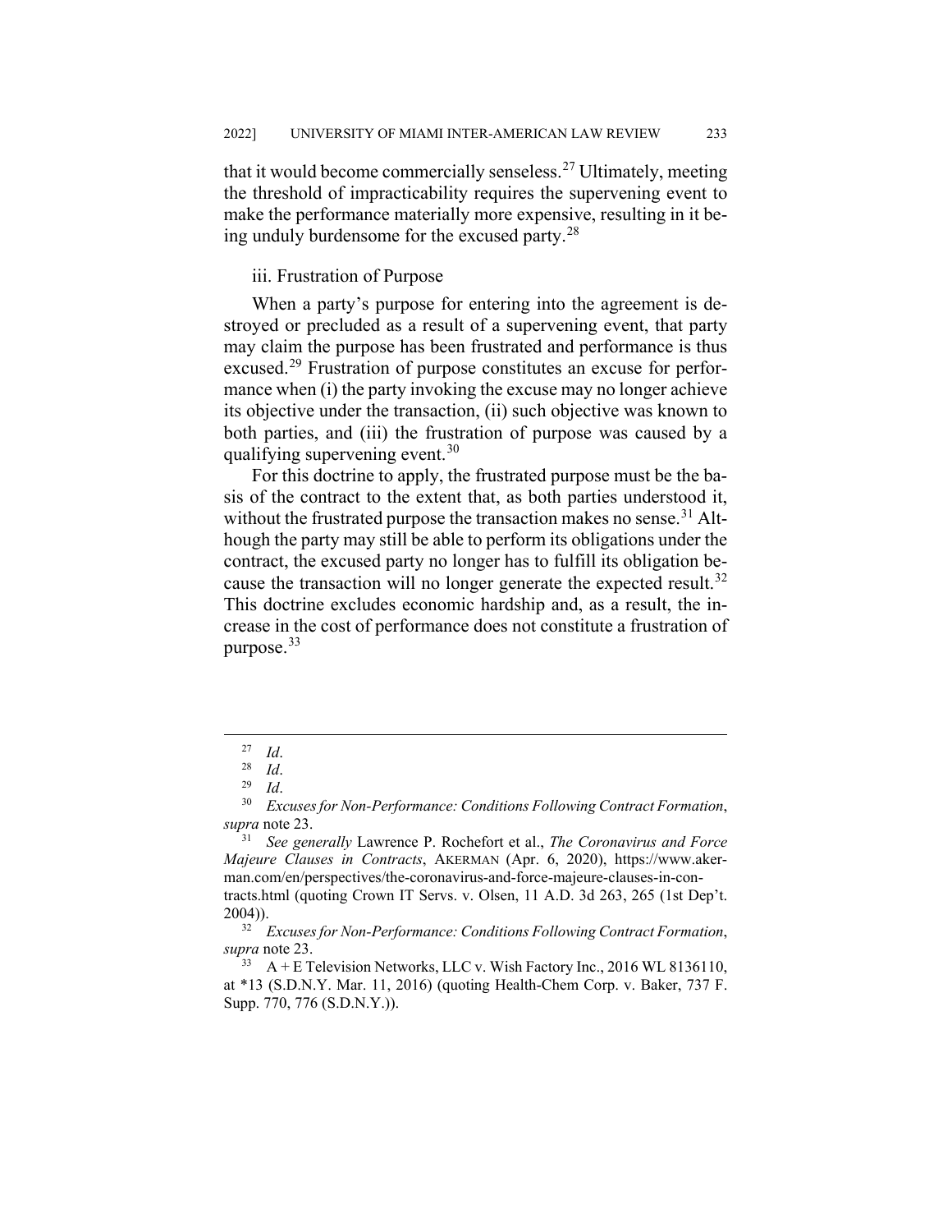that it would become commercially senseless.[27] Ultimately, meeting the threshold of impracticability requires the supervening event to make the performance materially more expensive, resulting in it being unduly burdensome for the excused party.[28]

### iii. Frustration of Purpose

When a party's purpose for entering into the agreement is destroyed or precluded as a result of a supervening event, that party may claim the purpose has been frustrated and performance is thus excused.[29] Frustration of purpose constitutes an excuse for performance when (i) the party invoking the excuse may no longer achieve its objective under the transaction, (ii) such objective was known to both parties, and (iii) the frustration of purpose was caused by a qualifying supervening event.[30]

For this doctrine to apply, the frustrated purpose must be the basis of the contract to the extent that, as both parties understood it, without the frustrated purpose the transaction makes no sense.[31] Although the party may still be able to perform its obligations under the contract, the excused party no longer has to fulfill its obligation because the transaction will no longer generate the expected result.[32] This doctrine excludes economic hardship and, as a result, the increase in the cost of performance does not constitute a frustration of purpose.[33]

---

[27] *Id*.

[28] *Id*.

[29] *Id*.

[30] *Excuses for Non-Performance: Conditions Following Contract Formation*, *supra* note 23.

[31] *See generally* Lawrence P. Rochefort et al., *The Coronavirus and Force Majeure Clauses in Contracts*, AKERMAN (Apr. 6, 2020), https://www.akerman.com/en/perspectives/the-coronavirus-and-force-majeure-clauses-in-contracts.html (quoting Crown IT Servs. v. Olsen, 11 A.D. 3d 263, 265 (1st Dep't. 2004)).

[32] *Excuses for Non-Performance: Conditions Following Contract Formation*, *supra* note 23.

[33] A + E Television Networks, LLC v. Wish Factory Inc., 2016 WL 8136110, at *13 (S.D.N.Y. Mar. 11, 2016) (quoting Health-Chem Corp. v. Baker, 737 F. Supp. 770, 776 (S.D.N.Y.)).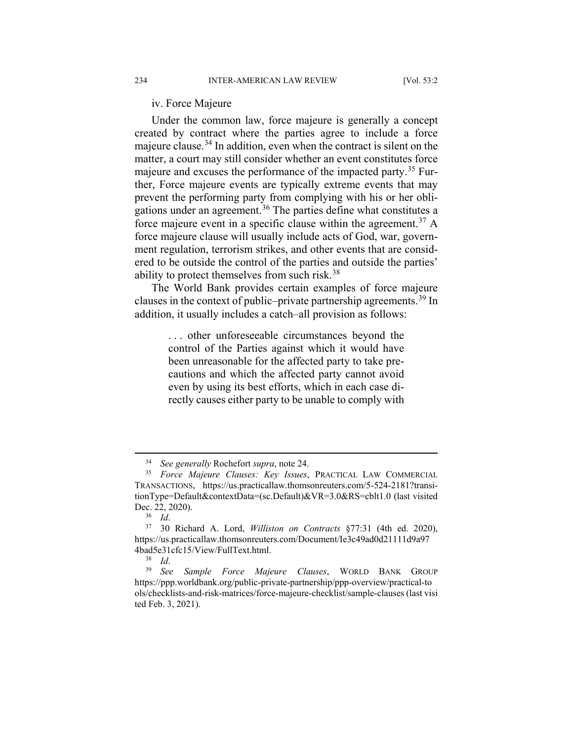iv. Force Majeure

Under the common law, force majeure is generally a concept created by contract where the parties agree to include a force majeure clause.[34] In addition, even when the contract is silent on the matter, a court may still consider whether an event constitutes force majeure and excuses the performance of the impacted party.[35] Further, Force majeure events are typically extreme events that may prevent the performing party from complying with his or her obligations under an agreement.[36] The parties define what constitutes a force majeure event in a specific clause within the agreement.[37] A force majeure clause will usually include acts of God, war, government regulation, terrorism strikes, and other events that are considered to be outside the control of the parties and outside the parties' ability to protect themselves from such risk.[38]

The World Bank provides certain examples of force majeure clauses in the context of public–private partnership agreements.[39] In addition, it usually includes a catch–all provision as follows:

> . . . other unforeseeable circumstances beyond the control of the Parties against which it would have been unreasonable for the affected party to take precautions and which the affected party cannot avoid even by using its best efforts, which in each case directly causes either party to be unable to comply with

---

[34] *See generally* Rochefort *supra*, note 24.

[35] *Force Majeure Clauses: Key Issues*, PRACTICAL LAW COMMERCIAL TRANSACTIONS, https://us.practicallaw.thomsonreuters.com/5-524-2181?transitionType=Default&contextData=(sc.Default)&VR=3.0&RS=cblt1.0 (last visited Dec. 22, 2020).

[36] *Id*.

[37] 30 Richard A. Lord, *Williston on Contracts* §77:31 (4th ed. 2020), https://us.practicallaw.thomsonreuters.com/Document/Ie3c49ad0d21111d9a974bad5e31cfc15/View/FullText.html.

[38] *Id*.

[39] *See Sample Force Majeure Clauses*, WORLD BANK GROUP https://ppp.worldbank.org/public-private-partnership/ppp-overview/practical-tools/checklists-and-risk-matrices/force-majeure-checklist/sample-clauses (last visited Feb. 3, 2021).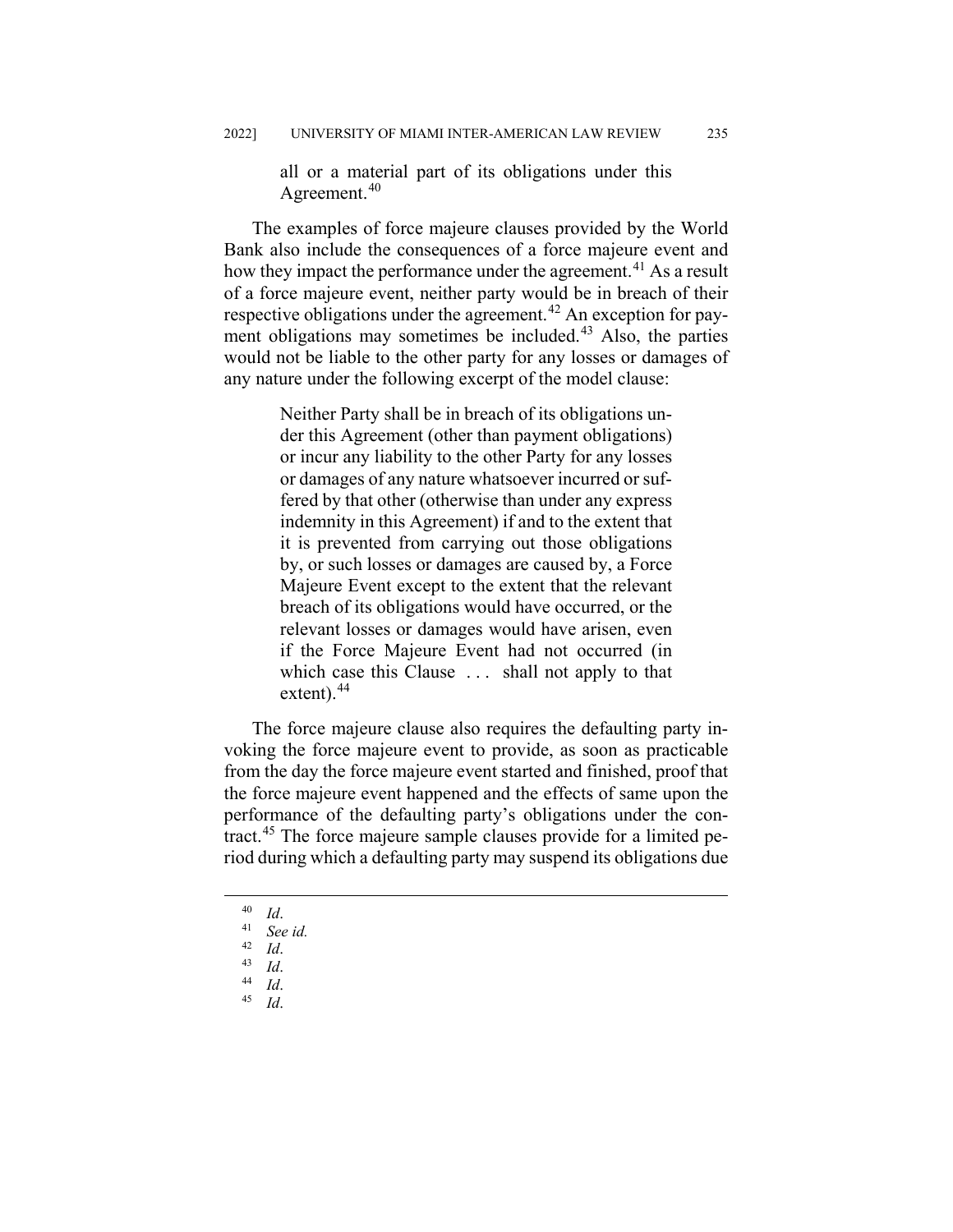> all or a material part of its obligations under this Agreement.[40]

The examples of force majeure clauses provided by the World Bank also include the consequences of a force majeure event and how they impact the performance under the agreement.[41] As a result of a force majeure event, neither party would be in breach of their respective obligations under the agreement.[42] An exception for payment obligations may sometimes be included.[43] Also, the parties would not be liable to the other party for any losses or damages of any nature under the following excerpt of the model clause:

> Neither Party shall be in breach of its obligations under this Agreement (other than payment obligations) or incur any liability to the other Party for any losses or damages of any nature whatsoever incurred or suffered by that other (otherwise than under any express indemnity in this Agreement) if and to the extent that it is prevented from carrying out those obligations by, or such losses or damages are caused by, a Force Majeure Event except to the extent that the relevant breach of its obligations would have occurred, or the relevant losses or damages would have arisen, even if the Force Majeure Event had not occurred (in which case this Clause . . . shall not apply to that extent).[44]

The force majeure clause also requires the defaulting party invoking the force majeure event to provide, as soon as practicable from the day the force majeure event started and finished, proof that the force majeure event happened and the effects of same upon the performance of the defaulting party's obligations under the contract.[45] The force majeure sample clauses provide for a limited period during which a defaulting party may suspend its obligations due

---

[40] *Id*.

[41] *See id.*

[42] *Id*.

[43] *Id*.

[44] *Id*.

[45] *Id*.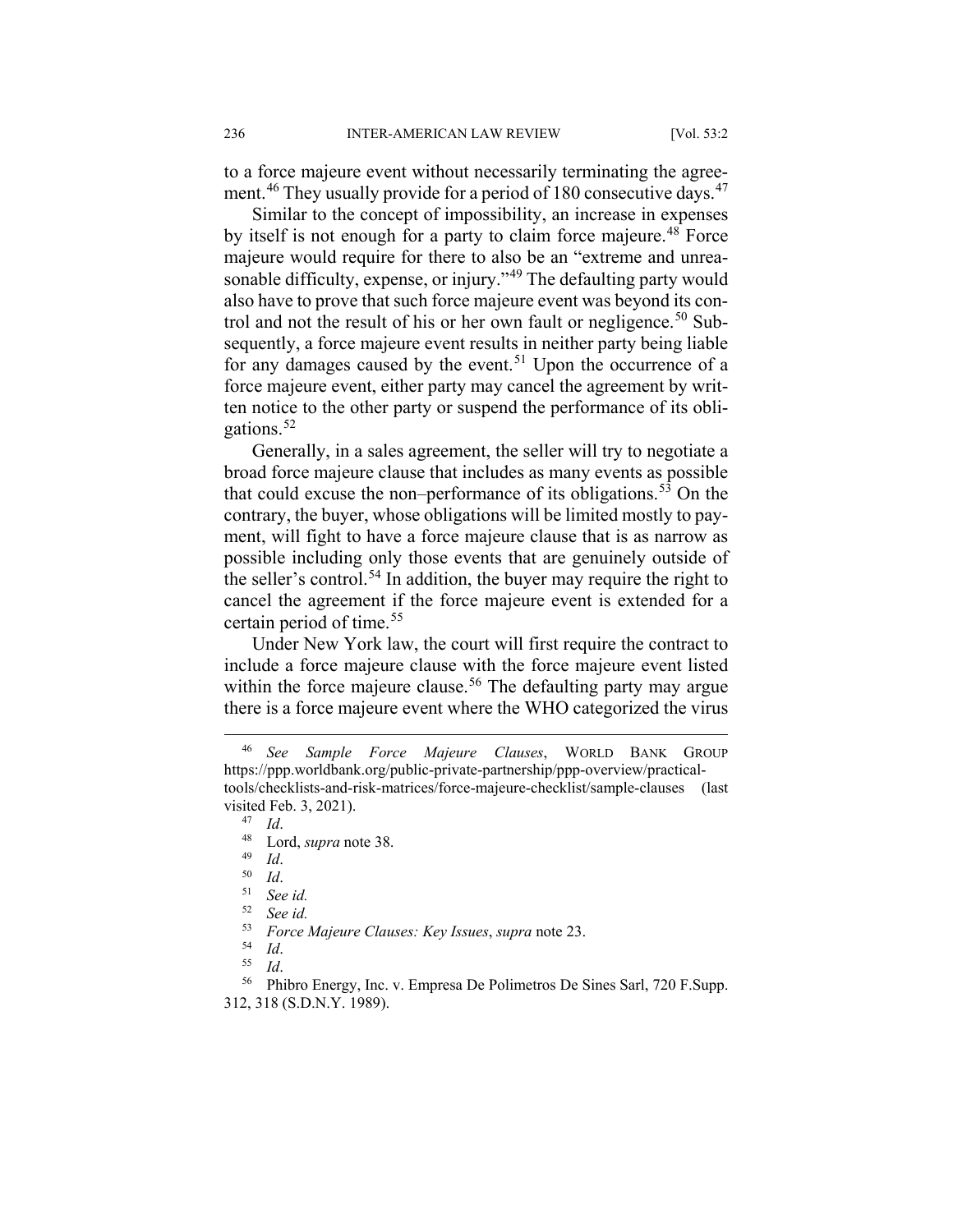to a force majeure event without necessarily terminating the agreement.[46] They usually provide for a period of 180 consecutive days.[47]

Similar to the concept of impossibility, an increase in expenses by itself is not enough for a party to claim force majeure.[48] Force majeure would require for there to also be an "extreme and unreasonable difficulty, expense, or injury."[49] The defaulting party would also have to prove that such force majeure event was beyond its control and not the result of his or her own fault or negligence.[50] Subsequently, a force majeure event results in neither party being liable for any damages caused by the event.[51] Upon the occurrence of a force majeure event, either party may cancel the agreement by written notice to the other party or suspend the performance of its obligations.[52]

Generally, in a sales agreement, the seller will try to negotiate a broad force majeure clause that includes as many events as possible that could excuse the non–performance of its obligations.[53] On the contrary, the buyer, whose obligations will be limited mostly to payment, will fight to have a force majeure clause that is as narrow as possible including only those events that are genuinely outside of the seller's control.[54] In addition, the buyer may require the right to cancel the agreement if the force majeure event is extended for a certain period of time.[55]

Under New York law, the court will first require the contract to include a force majeure clause with the force majeure event listed within the force majeure clause.[56] The defaulting party may argue there is a force majeure event where the WHO categorized the virus

---

[46] *See Sample Force Majeure Clauses*, WORLD BANK GROUP https://ppp.worldbank.org/public-private-partnership/ppp-overview/practical-tools/checklists-and-risk-matrices/force-majeure-checklist/sample-clauses (last visited Feb. 3, 2021).

[47] *Id*.

[48] Lord, *supra* note 38.

[49] *Id*.

[50] *Id*.

[51] *See id.*

[52] *See id.*

[53] *Force Majeure Clauses: Key Issues*, *supra* note 23.

[54] *Id*.

[55] *Id*.

[56] Phibro Energy, Inc. v. Empresa De Polimetros De Sines Sarl, 720 F.Supp. 312, 318 (S.D.N.Y. 1989).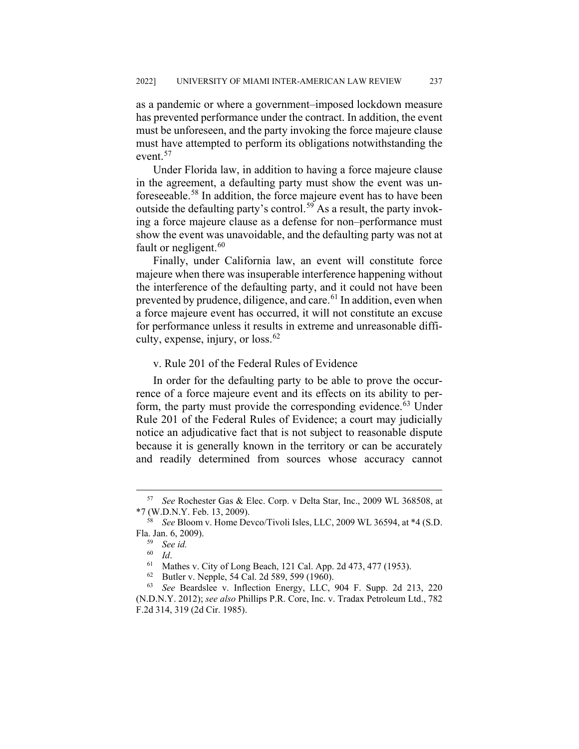as a pandemic or where a government–imposed lockdown measure has prevented performance under the contract. In addition, the event must be unforeseen, and the party invoking the force majeure clause must have attempted to perform its obligations notwithstanding the event.[57]

Under Florida law, in addition to having a force majeure clause in the agreement, a defaulting party must show the event was unforeseeable.[58] In addition, the force majeure event has to have been outside the defaulting party's control.[59] As a result, the party invoking a force majeure clause as a defense for non–performance must show the event was unavoidable, and the defaulting party was not at fault or negligent.[60]

Finally, under California law, an event will constitute force majeure when there was insuperable interference happening without the interference of the defaulting party, and it could not have been prevented by prudence, diligence, and care.[61] In addition, even when a force majeure event has occurred, it will not constitute an excuse for performance unless it results in extreme and unreasonable difficulty, expense, injury, or loss.[62]

v. Rule 201 of the Federal Rules of Evidence

In order for the defaulting party to be able to prove the occurrence of a force majeure event and its effects on its ability to perform, the party must provide the corresponding evidence.[63] Under Rule 201 of the Federal Rules of Evidence; a court may judicially notice an adjudicative fact that is not subject to reasonable dispute because it is generally known in the territory or can be accurately and readily determined from sources whose accuracy cannot

---

[57] *See* Rochester Gas & Elec. Corp. v Delta Star, Inc., 2009 WL 368508, at *7 (W.D.N.Y. Feb. 13, 2009).

[58] *See* Bloom v. Home Devco/Tivoli Isles, LLC, 2009 WL 36594, at *4 (S.D. Fla. Jan. 6, 2009).

[59] *See id.*

[60] *Id*.

[61] Mathes v. City of Long Beach, 121 Cal. App. 2d 473, 477 (1953).

[62] Butler v. Nepple, 54 Cal. 2d 589, 599 (1960).

[63] *See* Beardslee v. Inflection Energy, LLC, 904 F. Supp. 2d 213, 220 (N.D.N.Y. 2012); *see also* Phillips P.R. Core, Inc. v. Tradax Petroleum Ltd., 782 F.2d 314, 319 (2d Cir. 1985).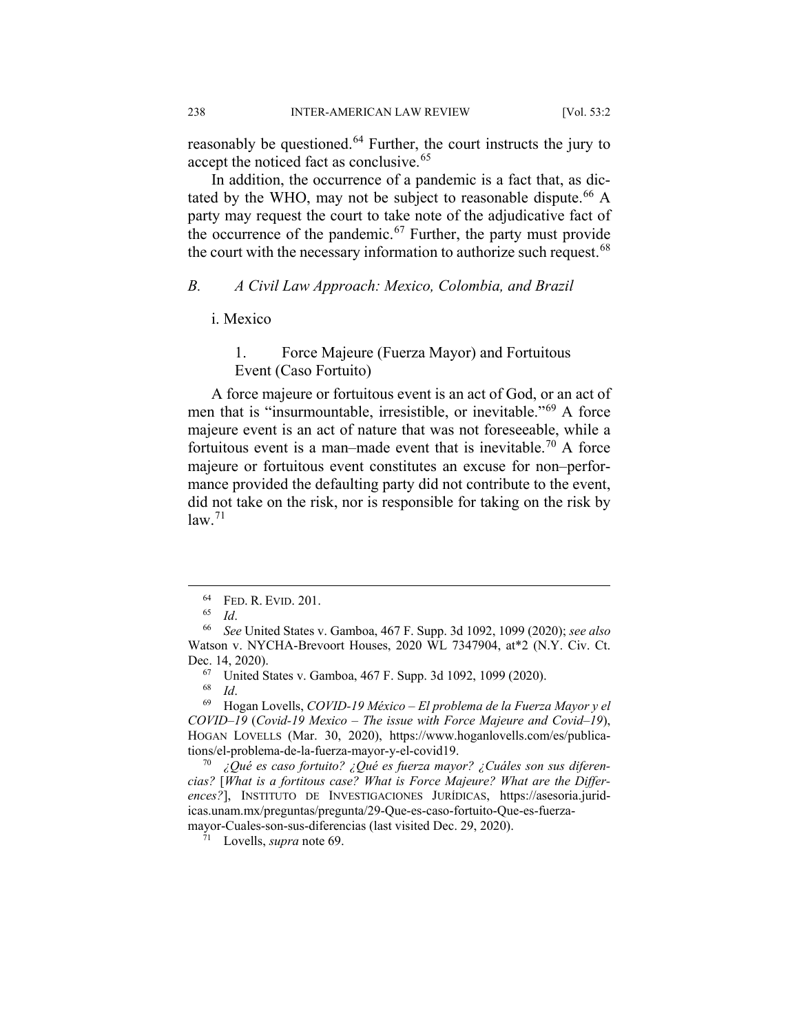reasonably be questioned.[64] Further, the court instructs the jury to accept the noticed fact as conclusive.[65]

In addition, the occurrence of a pandemic is a fact that, as dictated by the WHO, may not be subject to reasonable dispute.[66] A party may request the court to take note of the adjudicative fact of the occurrence of the pandemic.[67] Further, the party must provide the court with the necessary information to authorize such request.[68]

### *B. A Civil Law Approach: Mexico, Colombia, and Brazil*

#### i. Mexico

##### 1. Force Majeure (Fuerza Mayor) and Fortuitous Event (Caso Fortuito)

A force majeure or fortuitous event is an act of God, or an act of men that is "insurmountable, irresistible, or inevitable."[69] A force majeure event is an act of nature that was not foreseeable, while a fortuitous event is a man–made event that is inevitable.[70] A force majeure or fortuitous event constitutes an excuse for non–performance provided the defaulting party did not contribute to the event, did not take on the risk, nor is responsible for taking on the risk by law.[71]

---

[64] FED. R. EVID. 201.

[65] *Id*.

[66] *See* United States v. Gamboa, 467 F. Supp. 3d 1092, 1099 (2020); *see also* Watson v. NYCHA-Brevoort Houses, 2020 WL 7347904, at*2 (N.Y. Civ. Ct. Dec. 14, 2020).

[67] United States v. Gamboa, 467 F. Supp. 3d 1092, 1099 (2020).

[68] *Id*.

[69] Hogan Lovells, *COVID-19 México – El problema de la Fuerza Mayor y el COVID–19* (*Covid-19 Mexico – The issue with Force Majeure and Covid–19*), HOGAN LOVELLS (Mar. 30, 2020), https://www.hoganlovells.com/es/publications/el-problema-de-la-fuerza-mayor-y-el-covid19.

[70] *¿Qué es caso fortuito? ¿Qué es fuerza mayor? ¿Cuáles son sus diferencias?* [*What is a fortitous case? What is Force Majeure? What are the Differences?*], INSTITUTO DE INVESTIGACIONES JURÍDICAS, https://asesoria.juridicas.unam.mx/preguntas/pregunta/29-Que-es-caso-fortuito-Que-es-fuerza-mayor-Cuales-son-sus-diferencias (last visited Dec. 29, 2020).

[71] Lovells, *supra* note 69.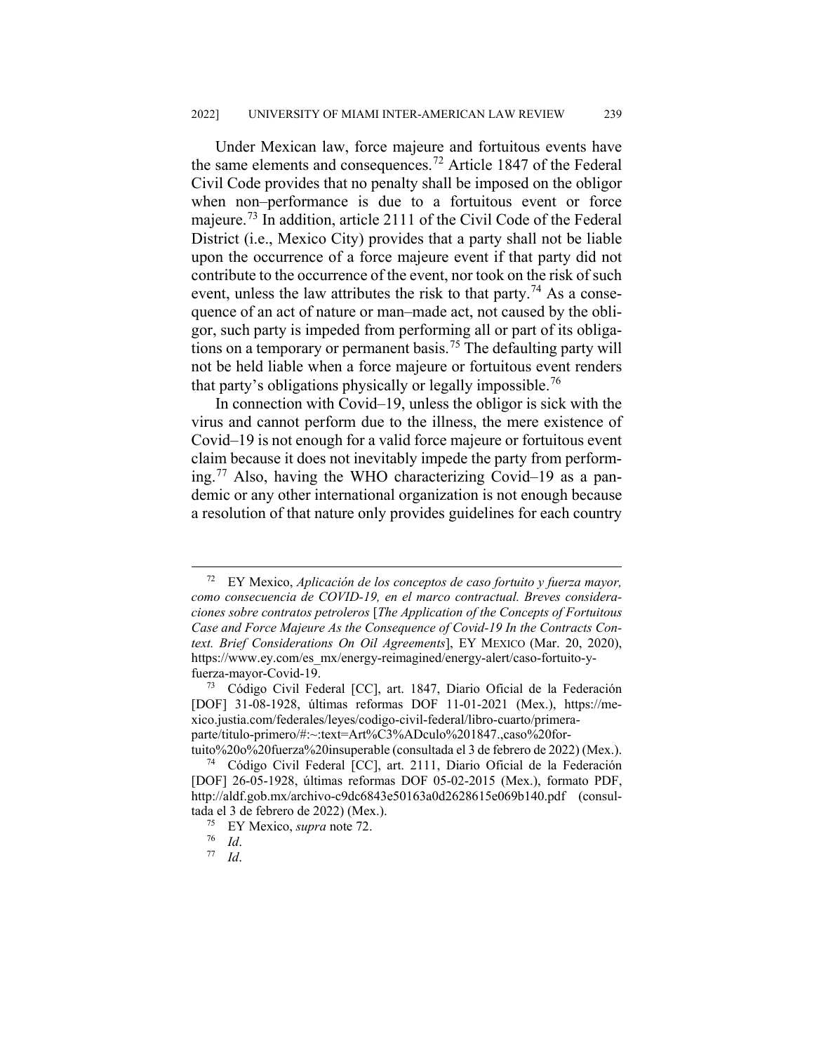Under Mexican law, force majeure and fortuitous events have the same elements and consequences.[72] Article 1847 of the Federal Civil Code provides that no penalty shall be imposed on the obligor when non–performance is due to a fortuitous event or force majeure.[73] In addition, article 2111 of the Civil Code of the Federal District (i.e., Mexico City) provides that a party shall not be liable upon the occurrence of a force majeure event if that party did not contribute to the occurrence of the event, nor took on the risk of such event, unless the law attributes the risk to that party.[74] As a consequence of an act of nature or man–made act, not caused by the obligor, such party is impeded from performing all or part of its obligations on a temporary or permanent basis.[75] The defaulting party will not be held liable when a force majeure or fortuitous event renders that party's obligations physically or legally impossible.[76]

In connection with Covid–19, unless the obligor is sick with the virus and cannot perform due to the illness, the mere existence of Covid–19 is not enough for a valid force majeure or fortuitous event claim because it does not inevitably impede the party from performing.[77] Also, having the WHO characterizing Covid–19 as a pandemic or any other international organization is not enough because a resolution of that nature only provides guidelines for each country

---

[72] EY Mexico, *Aplicación de los conceptos de caso fortuito y fuerza mayor, como consecuencia de COVID-19, en el marco contractual. Breves consideraciones sobre contratos petroleros* [*The Application of the Concepts of Fortuitous Case and Force Majeure As the Consequence of Covid-19 In the Contracts Context. Brief Considerations On Oil Agreements*], EY MEXICO (Mar. 20, 2020), https://www.ey.com/es_mx/energy-reimagined/energy-alert/caso-fortuito-y-fuerza-mayor-Covid-19.

[73] Código Civil Federal [CC], art. 1847, Diario Oficial de la Federación [DOF] 31-08-1928, últimas reformas DOF 11-01-2021 (Mex.), https://mexico.justia.com/federales/leyes/codigo-civil-federal/libro-cuarto/primera-parte/titulo-primero/#:~:text=Art%C3%ADculo%201847.,caso%20fortuito%20o%20fuerza%20insuperable (consultada el 3 de febrero de 2022) (Mex.).

[74] Código Civil Federal [CC], art. 2111, Diario Oficial de la Federación [DOF] 26-05-1928, últimas reformas DOF 05-02-2015 (Mex.), formato PDF, http://aldf.gob.mx/archivo-c9dc6843e50163a0d2628615e069b140.pdf (consultada el 3 de febrero de 2022) (Mex.).

[75] EY Mexico, *supra* note 72.

[76] *Id*.

[77] *Id*.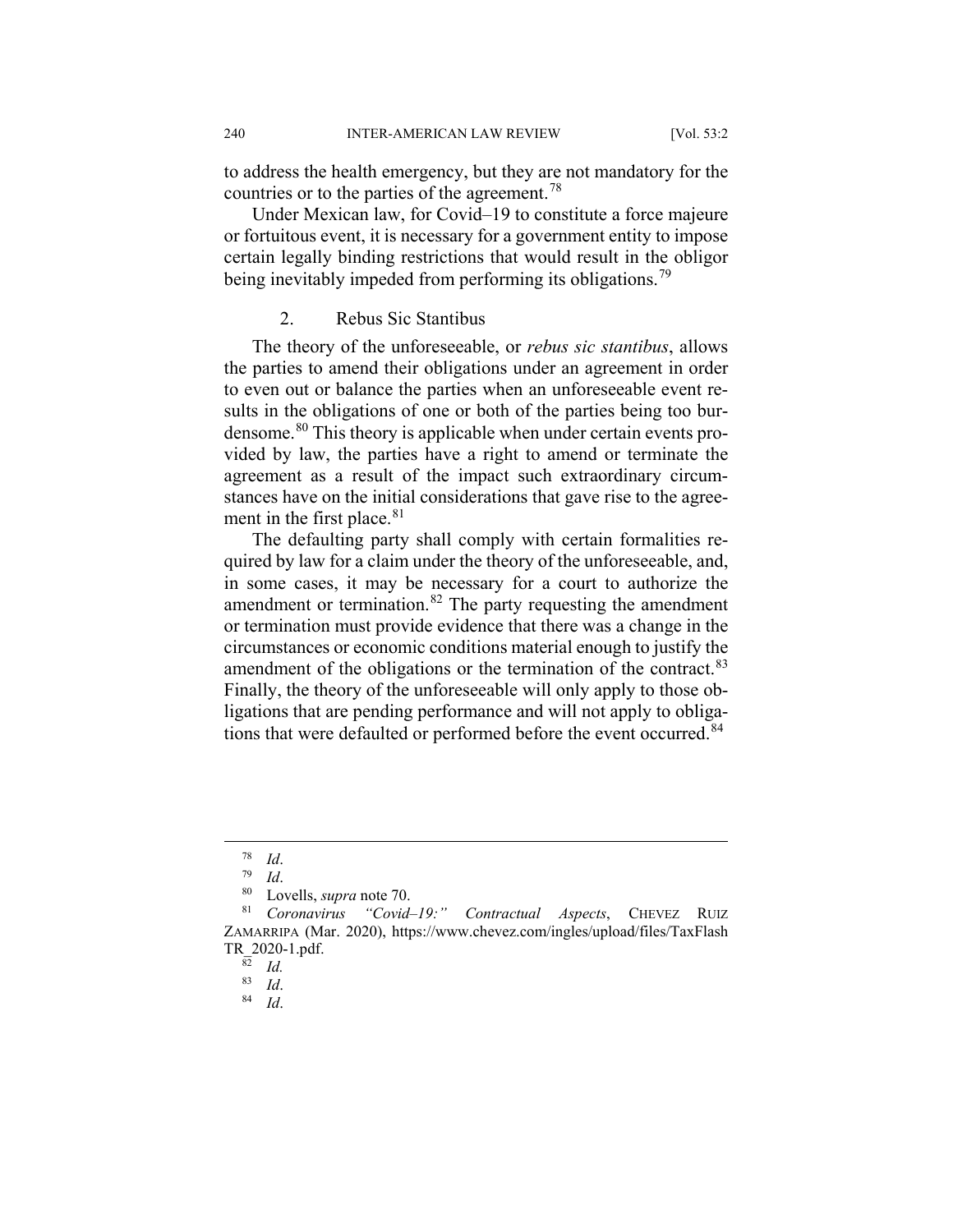to address the health emergency, but they are not mandatory for the countries or to the parties of the agreement.[78]

Under Mexican law, for Covid–19 to constitute a force majeure or fortuitous event, it is necessary for a government entity to impose certain legally binding restrictions that would result in the obligor being inevitably impeded from performing its obligations.[79]

### 2. Rebus Sic Stantibus

The theory of the unforeseeable, or *rebus sic stantibus*, allows the parties to amend their obligations under an agreement in order to even out or balance the parties when an unforeseeable event results in the obligations of one or both of the parties being too burdensome.[80] This theory is applicable when under certain events provided by law, the parties have a right to amend or terminate the agreement as a result of the impact such extraordinary circumstances have on the initial considerations that gave rise to the agreement in the first place.[81]

The defaulting party shall comply with certain formalities required by law for a claim under the theory of the unforeseeable, and, in some cases, it may be necessary for a court to authorize the amendment or termination.[82] The party requesting the amendment or termination must provide evidence that there was a change in the circumstances or economic conditions material enough to justify the amendment of the obligations or the termination of the contract.[83] Finally, the theory of the unforeseeable will only apply to those obligations that are pending performance and will not apply to obligations that were defaulted or performed before the event occurred.[84]

---

[78] *Id*.

[79] *Id*.

[80] Lovells, *supra* note 70.

[81] *Coronavirus "Covid–19:" Contractual Aspects*, CHEVEZ RUIZ ZAMARRIPA (Mar. 2020), https://www.chevez.com/ingles/upload/files/TaxFlashTR_2020-1.pdf.

[82] *Id.*

[83] *Id*.

[84] *Id*.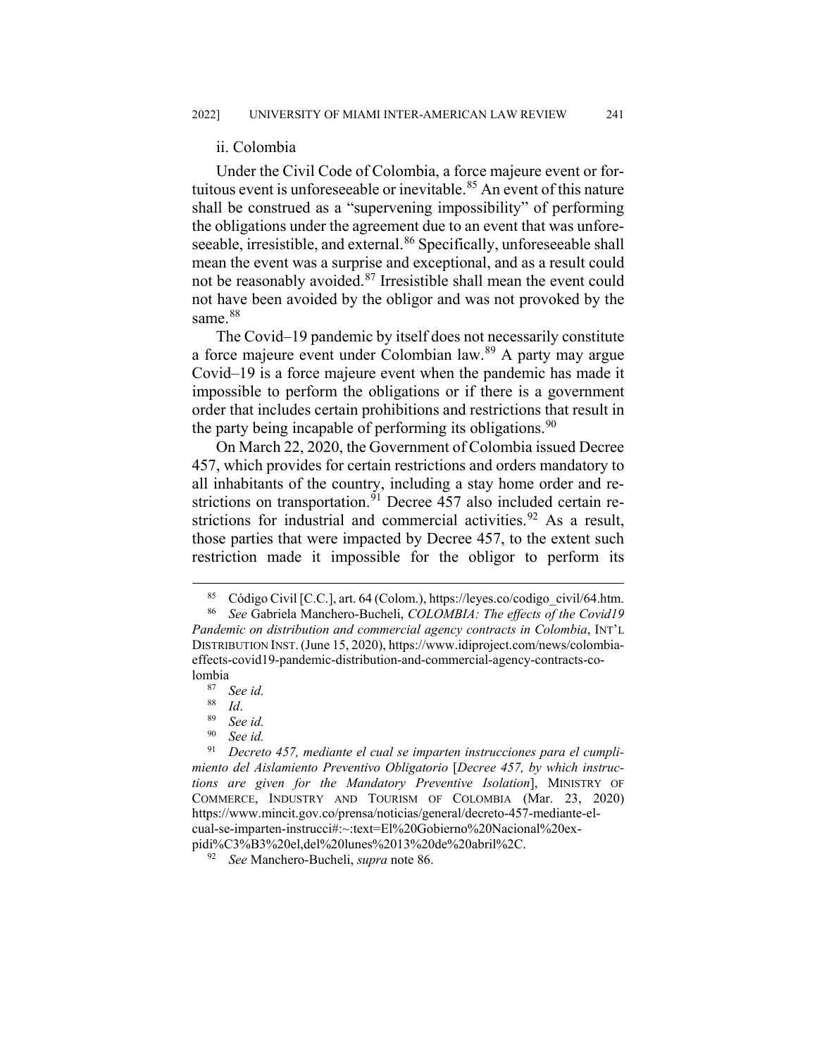### ii. Colombia

Under the Civil Code of Colombia, a force majeure event or fortuitous event is unforeseeable or inevitable.[85] An event of this nature shall be construed as a "supervening impossibility" of performing the obligations under the agreement due to an event that was unforeseeable, irresistible, and external.[86] Specifically, unforeseeable shall mean the event was a surprise and exceptional, and as a result could not be reasonably avoided.[87] Irresistible shall mean the event could not have been avoided by the obligor and was not provoked by the same.[88]

The Covid–19 pandemic by itself does not necessarily constitute a force majeure event under Colombian law.[89] A party may argue Covid–19 is a force majeure event when the pandemic has made it impossible to perform the obligations or if there is a government order that includes certain prohibitions and restrictions that result in the party being incapable of performing its obligations.[90]

On March 22, 2020, the Government of Colombia issued Decree 457, which provides for certain restrictions and orders mandatory to all inhabitants of the country, including a stay home order and restrictions on transportation.[91] Decree 457 also included certain restrictions for industrial and commercial activities.[92] As a result, those parties that were impacted by Decree 457, to the extent such restriction made it impossible for the obligor to perform its

---

[85] Código Civil [C.C.], art. 64 (Colom.), https://leyes.co/codigo_civil/64.htm.

[86] *See* Gabriela Manchero-Bucheli, *COLOMBIA: The effects of the Covid19 Pandemic on distribution and commercial agency contracts in Colombia*, INT'L DISTRIBUTION INST. (June 15, 2020), https://www.idiproject.com/news/colombia-effects-covid19-pandemic-distribution-and-commercial-agency-contracts-colombia

[87] *See id.*

[88] *Id*.

[89] *See id.*

[90] *See id.*

[91] *Decreto 457, mediante el cual se imparten instrucciones para el cumplimiento del Aislamiento Preventivo Obligatorio* [*Decree 457, by which instructions are given for the Mandatory Preventive Isolation*], MINISTRY OF COMMERCE, INDUSTRY AND TOURISM OF COLOMBIA (Mar. 23, 2020) https://www.mincit.gov.co/prensa/noticias/general/decreto-457-mediante-el-cual-se-imparten-instrucci#:~:text=El%20Gobierno%20Nacional%20expidi%C3%B3%20el,del%20lunes%2013%20de%20abril%2C.

[92] *See* Manchero-Bucheli, *supra* note 86.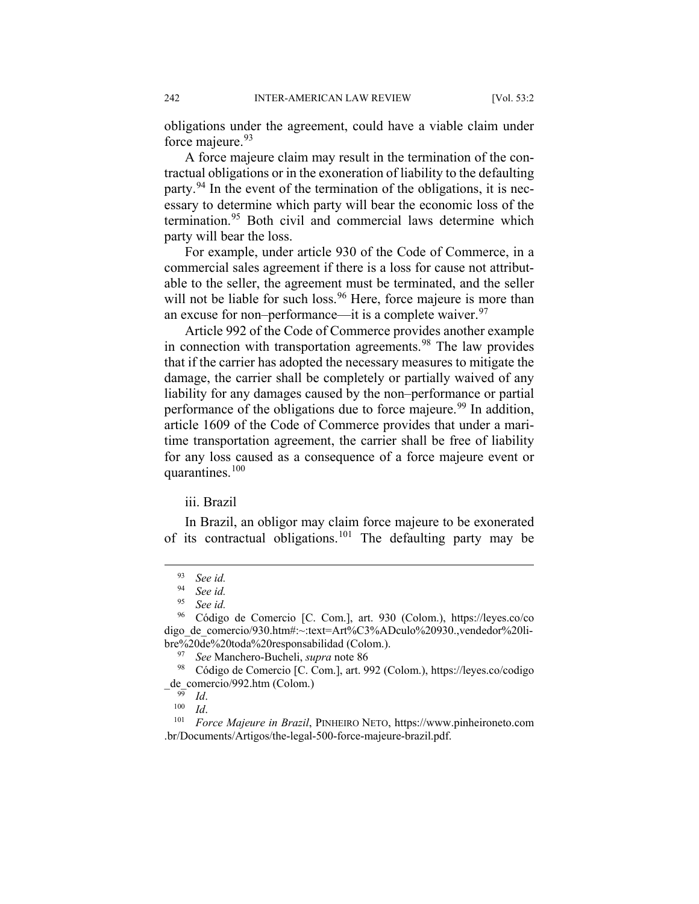obligations under the agreement, could have a viable claim under force majeure.[93]

A force majeure claim may result in the termination of the contractual obligations or in the exoneration of liability to the defaulting party.[94] In the event of the termination of the obligations, it is necessary to determine which party will bear the economic loss of the termination.[95] Both civil and commercial laws determine which party will bear the loss.

For example, under article 930 of the Code of Commerce, in a commercial sales agreement if there is a loss for cause not attributable to the seller, the agreement must be terminated, and the seller will not be liable for such loss.[96] Here, force majeure is more than an excuse for non–performance—it is a complete waiver.[97]

Article 992 of the Code of Commerce provides another example in connection with transportation agreements.[98] The law provides that if the carrier has adopted the necessary measures to mitigate the damage, the carrier shall be completely or partially waived of any liability for any damages caused by the non–performance or partial performance of the obligations due to force majeure.[99] In addition, article 1609 of the Code of Commerce provides that under a maritime transportation agreement, the carrier shall be free of liability for any loss caused as a consequence of a force majeure event or quarantines.[100]

iii. Brazil

In Brazil, an obligor may claim force majeure to be exonerated of its contractual obligations.[101] The defaulting party may be

---

[93] *See id.*

[94] *See id.*

[95] *See id.*

[96] Código de Comercio [C. Com.], art. 930 (Colom.), https://leyes.co/codigo_de_comercio/930.htm#:~:text=Art%C3%ADculo%20930.,vendedor%20libre%20de%20toda%20responsabilidad (Colom.).

[97] *See* Manchero-Bucheli, *supra* note 86

[98] Código de Comercio [C. Com.], art. 992 (Colom.), https://leyes.co/codigo_de_comercio/992.htm (Colom.)

[99] *Id*.

[100] *Id*.

[101] *Force Majeure in Brazil*, PINHEIRO NETO, https://www.pinheironeto.com.br/Documents/Artigos/the-legal-500-force-majeure-brazil.pdf.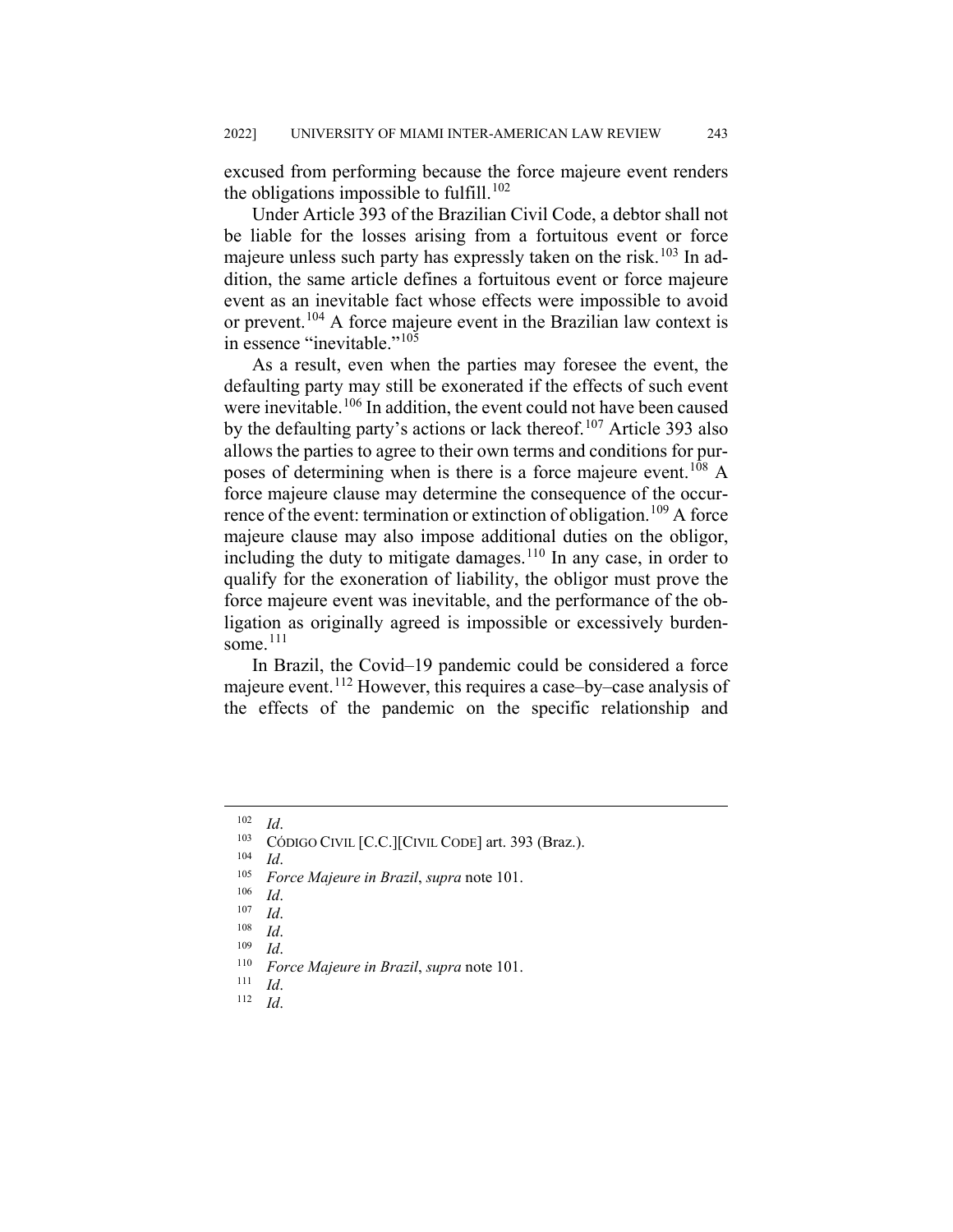excused from performing because the force majeure event renders the obligations impossible to fulfill.[102]

Under Article 393 of the Brazilian Civil Code, a debtor shall not be liable for the losses arising from a fortuitous event or force majeure unless such party has expressly taken on the risk.[103] In addition, the same article defines a fortuitous event or force majeure event as an inevitable fact whose effects were impossible to avoid or prevent.[104] A force majeure event in the Brazilian law context is in essence "inevitable."[105]

As a result, even when the parties may foresee the event, the defaulting party may still be exonerated if the effects of such event were inevitable.[106] In addition, the event could not have been caused by the defaulting party's actions or lack thereof.[107] Article 393 also allows the parties to agree to their own terms and conditions for purposes of determining when is there is a force majeure event.[108] A force majeure clause may determine the consequence of the occurrence of the event: termination or extinction of obligation.[109] A force majeure clause may also impose additional duties on the obligor, including the duty to mitigate damages.[110] In any case, in order to qualify for the exoneration of liability, the obligor must prove the force majeure event was inevitable, and the performance of the obligation as originally agreed is impossible or excessively burdensome.[111]

In Brazil, the Covid–19 pandemic could be considered a force majeure event.[112] However, this requires a case–by–case analysis of the effects of the pandemic on the specific relationship and

---

[102] *Id*.

[103] CÓDIGO CIVIL [C.C.][CIVIL CODE] art. 393 (Braz.).

[104] *Id*.

[105] *Force Majeure in Brazil*, *supra* note 101.

[106] *Id*.

[107] *Id*.

[108] *Id*.

[109] *Id*.

[110] *Force Majeure in Brazil*, *supra* note 101.

[111] *Id*.

[112] *Id*.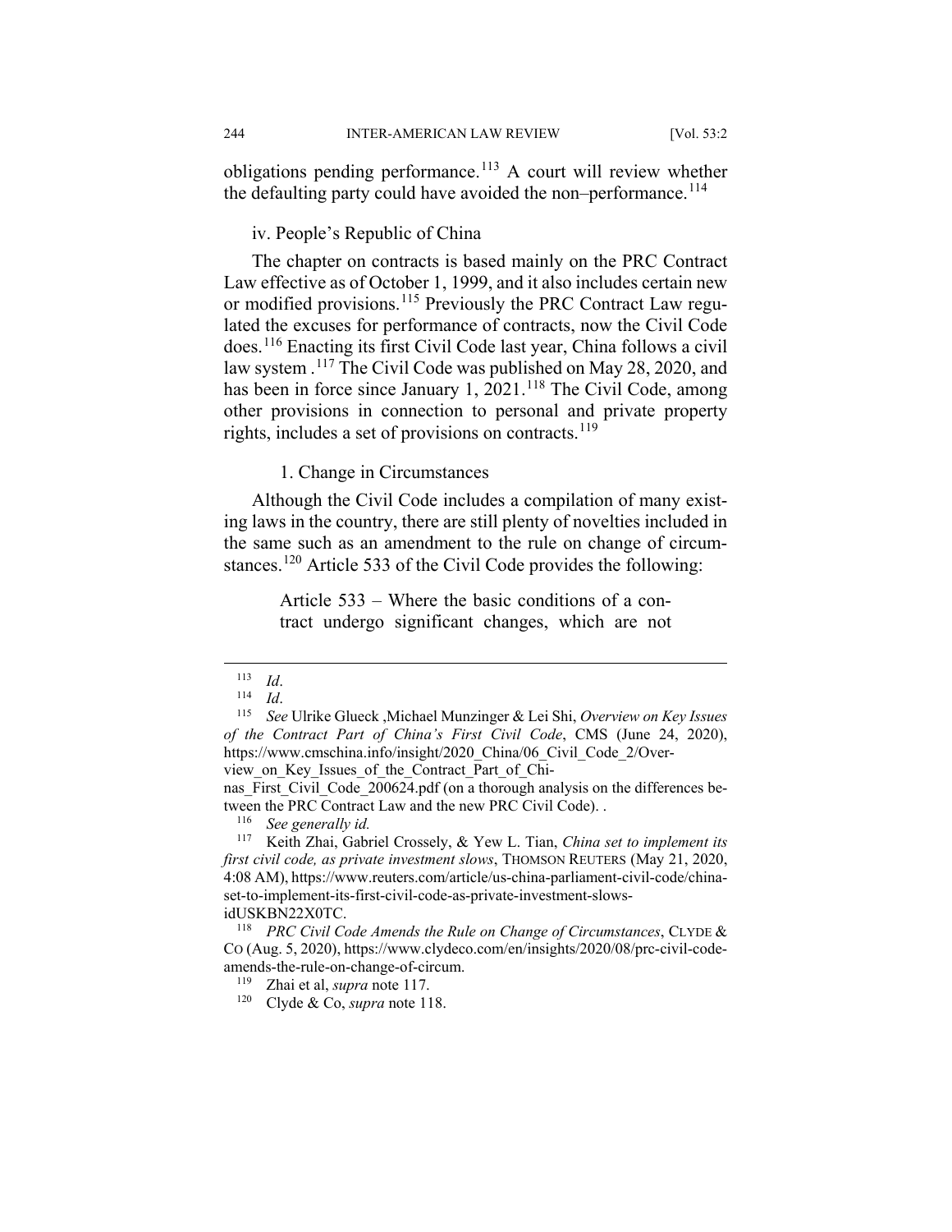obligations pending performance.[113] A court will review whether the defaulting party could have avoided the non–performance.[114]

iv. People's Republic of China

The chapter on contracts is based mainly on the PRC Contract Law effective as of October 1, 1999, and it also includes certain new or modified provisions.[115] Previously the PRC Contract Law regulated the excuses for performance of contracts, now the Civil Code does.[116] Enacting its first Civil Code last year, China follows a civil law system .[117] The Civil Code was published on May 28, 2020, and has been in force since January 1, 2021.[118] The Civil Code, among other provisions in connection to personal and private property rights, includes a set of provisions on contracts.[119]

1. Change in Circumstances

Although the Civil Code includes a compilation of many existing laws in the country, there are still plenty of novelties included in the same such as an amendment to the rule on change of circumstances.[120] Article 533 of the Civil Code provides the following:

> Article 533 – Where the basic conditions of a contract undergo significant changes, which are not

---

[113] *Id*.

[114] *Id*.

[115] *See* Ulrike Glueck ,Michael Munzinger & Lei Shi, *Overview on Key Issues of the Contract Part of China's First Civil Code*, CMS (June 24, 2020), https://www.cmschina.info/insight/2020_China/06_Civil_Code_2/Overview_on_Key_Issues_of_the_Contract_Part_of_Chinas_First_Civil_Code_200624.pdf (on a thorough analysis on the differences between the PRC Contract Law and the new PRC Civil Code). .

[116] *See generally id.*

[117] Keith Zhai, Gabriel Crossely, & Yew L. Tian, *China set to implement its first civil code, as private investment slows*, THOMSON REUTERS (May 21, 2020, 4:08 AM), https://www.reuters.com/article/us-china-parliament-civil-code/china-set-to-implement-its-first-civil-code-as-private-investment-slows-idUSKBN22X0TC.

[118] *PRC Civil Code Amends the Rule on Change of Circumstances*, CLYDE & CO (Aug. 5, 2020), https://www.clydeco.com/en/insights/2020/08/prc-civil-code-amends-the-rule-on-change-of-circum.

[119] Zhai et al, *supra* note 117.

[120] Clyde & Co, *supra* note 118.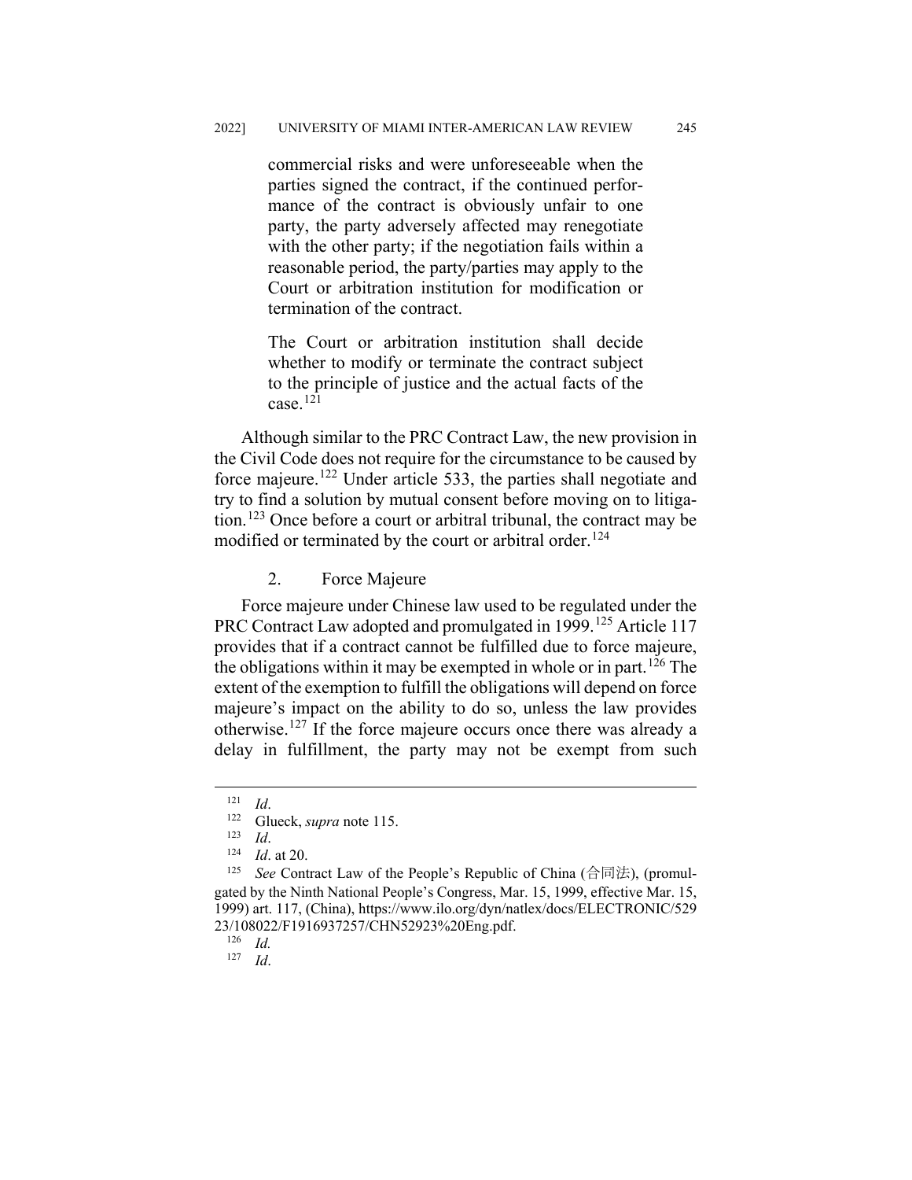> commercial risks and were unforeseeable when the parties signed the contract, if the continued performance of the contract is obviously unfair to one party, the party adversely affected may renegotiate with the other party; if the negotiation fails within a reasonable period, the party/parties may apply to the Court or arbitration institution for modification or termination of the contract.
>
> The Court or arbitration institution shall decide whether to modify or terminate the contract subject to the principle of justice and the actual facts of the case.[121]

Although similar to the PRC Contract Law, the new provision in the Civil Code does not require for the circumstance to be caused by force majeure.[122] Under article 533, the parties shall negotiate and try to find a solution by mutual consent before moving on to litigation.[123] Once before a court or arbitral tribunal, the contract may be modified or terminated by the court or arbitral order.[124]

### 2. Force Majeure

Force majeure under Chinese law used to be regulated under the PRC Contract Law adopted and promulgated in 1999.[125] Article 117 provides that if a contract cannot be fulfilled due to force majeure, the obligations within it may be exempted in whole or in part.[126] The extent of the exemption to fulfill the obligations will depend on force majeure's impact on the ability to do so, unless the law provides otherwise.[127] If the force majeure occurs once there was already a delay in fulfillment, the party may not be exempt from such

---

[121] *Id*.

[122] Glueck, *supra* note 115.

[123] *Id*.

[124] *Id*. at 20.

[125] *See* Contract Law of the People's Republic of China (合同法), (promulgated by the Ninth National People's Congress, Mar. 15, 1999, effective Mar. 15, 1999) art. 117, (China), https://www.ilo.org/dyn/natlex/docs/ELECTRONIC/52923/108022/F1916937257/CHN52923%20Eng.pdf.

[126] *Id.*

[127] *Id*.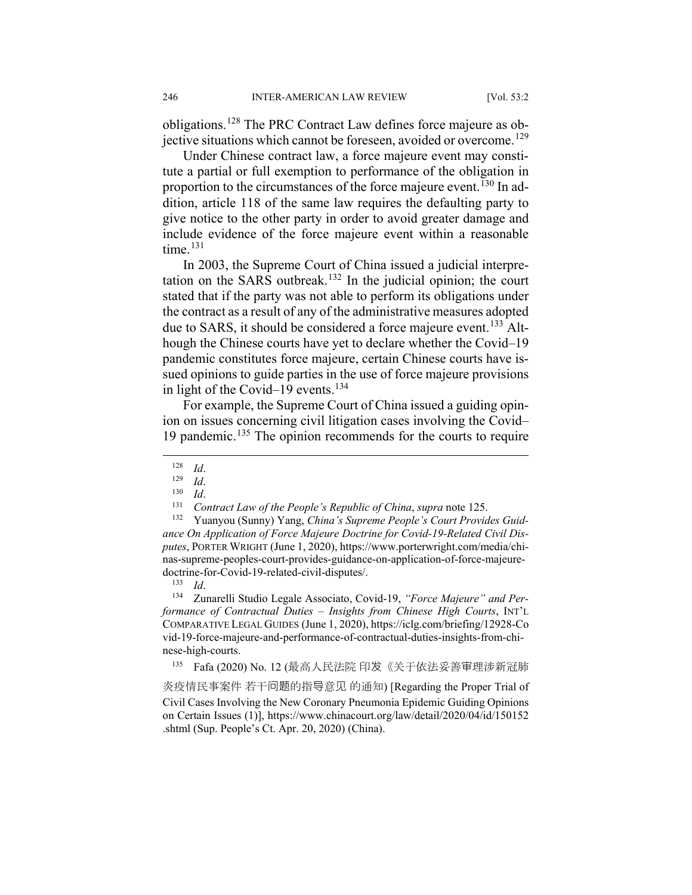obligations.[128] The PRC Contract Law defines force majeure as objective situations which cannot be foreseen, avoided or overcome.[129]

Under Chinese contract law, a force majeure event may constitute a partial or full exemption to performance of the obligation in proportion to the circumstances of the force majeure event.[130] In addition, article 118 of the same law requires the defaulting party to give notice to the other party in order to avoid greater damage and include evidence of the force majeure event within a reasonable time.[131]

In 2003, the Supreme Court of China issued a judicial interpretation on the SARS outbreak.[132] In the judicial opinion; the court stated that if the party was not able to perform its obligations under the contract as a result of any of the administrative measures adopted due to SARS, it should be considered a force majeure event.[133] Although the Chinese courts have yet to declare whether the Covid–19 pandemic constitutes force majeure, certain Chinese courts have issued opinions to guide parties in the use of force majeure provisions in light of the Covid–19 events.[134]

For example, the Supreme Court of China issued a guiding opinion on issues concerning civil litigation cases involving the Covid–19 pandemic.[135] The opinion recommends for the courts to require

---

[128] *Id*.

[129] *Id*.

[130] *Id*.

[131] *Contract Law of the People's Republic of China*, *supra* note 125.

[132] Yuanyou (Sunny) Yang, *China's Supreme People's Court Provides Guidance On Application of Force Majeure Doctrine for Covid-19-Related Civil Disputes*, PORTER WRIGHT (June 1, 2020), https://www.porterwright.com/media/chinas-supreme-peoples-court-provides-guidance-on-application-of-force-majeure-doctrine-for-Covid-19-related-civil-disputes/.

[133] *Id*.

[134] Zunarelli Studio Legale Associato, Covid-19, *"Force Majeure" and Performance of Contractual Duties – Insights from Chinese High Courts*, INT'L COMPARATIVE LEGAL GUIDES (June 1, 2020), https://iclg.com/briefing/12928-Covid-19-force-majeure-and-performance-of-contractual-duties-insights-from-chinese-high-courts.

[135] Fafa (2020) No. 12 (最高人民法院 印发《关于依法妥善审理涉新冠肺炎疫情民事案件 若干问题的指导意见 的通知) [Regarding the Proper Trial of Civil Cases Involving the New Coronary Pneumonia Epidemic Guiding Opinions on Certain Issues (1)], https://www.chinacourt.org/law/detail/2020/04/id/150152.shtml (Sup. People's Ct. Apr. 20, 2020) (China).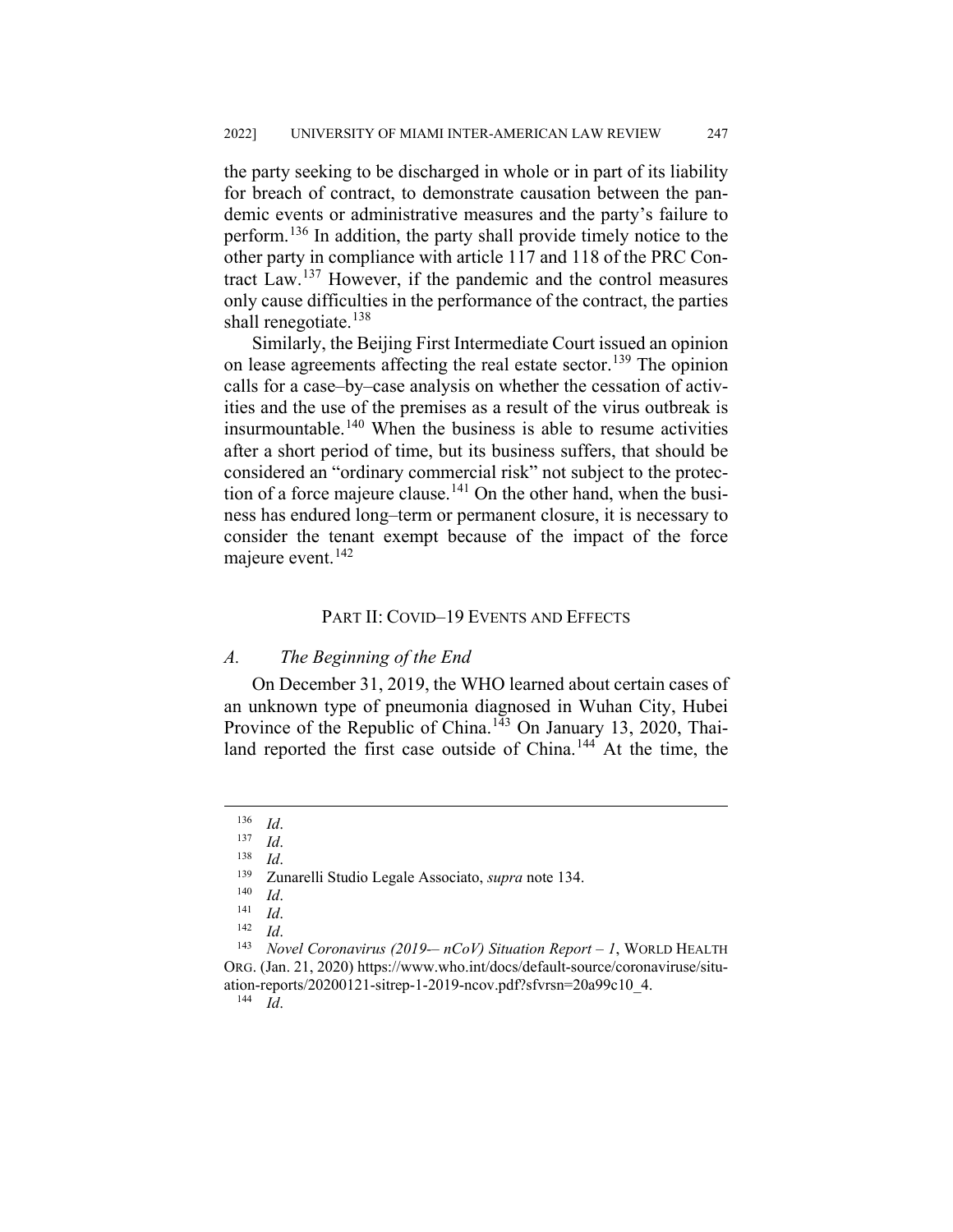the party seeking to be discharged in whole or in part of its liability for breach of contract, to demonstrate causation between the pandemic events or administrative measures and the party's failure to perform.[136] In addition, the party shall provide timely notice to the other party in compliance with article 117 and 118 of the PRC Contract Law.[137] However, if the pandemic and the control measures only cause difficulties in the performance of the contract, the parties shall renegotiate.[138]

Similarly, the Beijing First Intermediate Court issued an opinion on lease agreements affecting the real estate sector.[139] The opinion calls for a case–by–case analysis on whether the cessation of activities and the use of the premises as a result of the virus outbreak is insurmountable.[140] When the business is able to resume activities after a short period of time, but its business suffers, that should be considered an "ordinary commercial risk" not subject to the protection of a force majeure clause.[141] On the other hand, when the business has endured long–term or permanent closure, it is necessary to consider the tenant exempt because of the impact of the force majeure event.[142]

## PART II: COVID–19 EVENTS AND EFFECTS

### *A. The Beginning of the End*

On December 31, 2019, the WHO learned about certain cases of an unknown type of pneumonia diagnosed in Wuhan City, Hubei Province of the Republic of China.[143] On January 13, 2020, Thailand reported the first case outside of China.[144] At the time, the

---

[136] *Id*.

[137] *Id*.

[138] *Id*.

[139] Zunarelli Studio Legale Associato, *supra* note 134.

[140] *Id*.

[141] *Id*.

[142] *Id*.

[143] *Novel Coronavirus (2019-– nCoV) Situation Report – 1*, WORLD HEALTH ORG. (Jan. 21, 2020) https://www.who.int/docs/default-source/coronaviruse/situation-reports/20200121-sitrep-1-2019-ncov.pdf?sfvrsn=20a99c10_4.

[144] *Id*.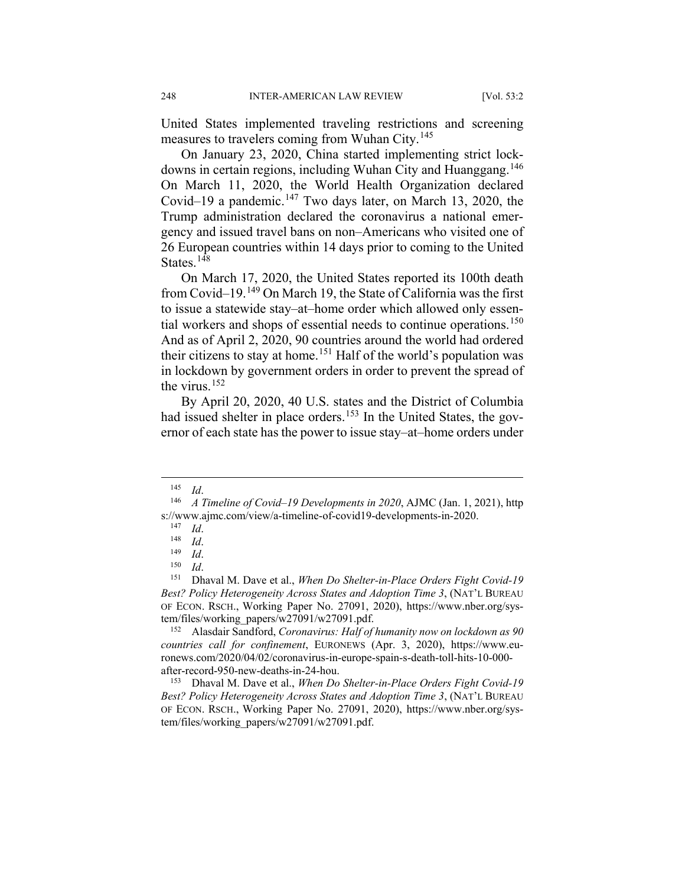United States implemented traveling restrictions and screening measures to travelers coming from Wuhan City.[145]

On January 23, 2020, China started implementing strict lockdowns in certain regions, including Wuhan City and Huanggang.[146] On March 11, 2020, the World Health Organization declared Covid–19 a pandemic.[147] Two days later, on March 13, 2020, the Trump administration declared the coronavirus a national emergency and issued travel bans on non–Americans who visited one of 26 European countries within 14 days prior to coming to the United States.[148]

On March 17, 2020, the United States reported its 100th death from Covid–19.[149] On March 19, the State of California was the first to issue a statewide stay–at–home order which allowed only essential workers and shops of essential needs to continue operations.[150] And as of April 2, 2020, 90 countries around the world had ordered their citizens to stay at home.[151] Half of the world's population was in lockdown by government orders in order to prevent the spread of the virus.[152]

By April 20, 2020, 40 U.S. states and the District of Columbia had issued shelter in place orders.[153] In the United States, the governor of each state has the power to issue stay–at–home orders under

---

[145] *Id*.

[146] *A Timeline of Covid–19 Developments in 2020*, AJMC (Jan. 1, 2021), https://www.ajmc.com/view/a-timeline-of-covid19-developments-in-2020.

[147] *Id*.

[148] *Id*.

[149] *Id*.

[150] *Id*.

[151] Dhaval M. Dave et al., *When Do Shelter-in-Place Orders Fight Covid-19 Best? Policy Heterogeneity Across States and Adoption Time 3*, (NAT'L BUREAU OF ECON. RSCH., Working Paper No. 27091, 2020), https://www.nber.org/system/files/working_papers/w27091/w27091.pdf.

[152] Alasdair Sandford, *Coronavirus: Half of humanity now on lockdown as 90 countries call for confinement*, EURONEWS (Apr. 3, 2020), https://www.euronews.com/2020/04/02/coronavirus-in-europe-spain-s-death-toll-hits-10-000-after-record-950-new-deaths-in-24-hou.

[153] Dhaval M. Dave et al., *When Do Shelter-in-Place Orders Fight Covid-19 Best? Policy Heterogeneity Across States and Adoption Time 3*, (NAT'L BUREAU OF ECON. RSCH., Working Paper No. 27091, 2020), https://www.nber.org/system/files/working_papers/w27091/w27091.pdf.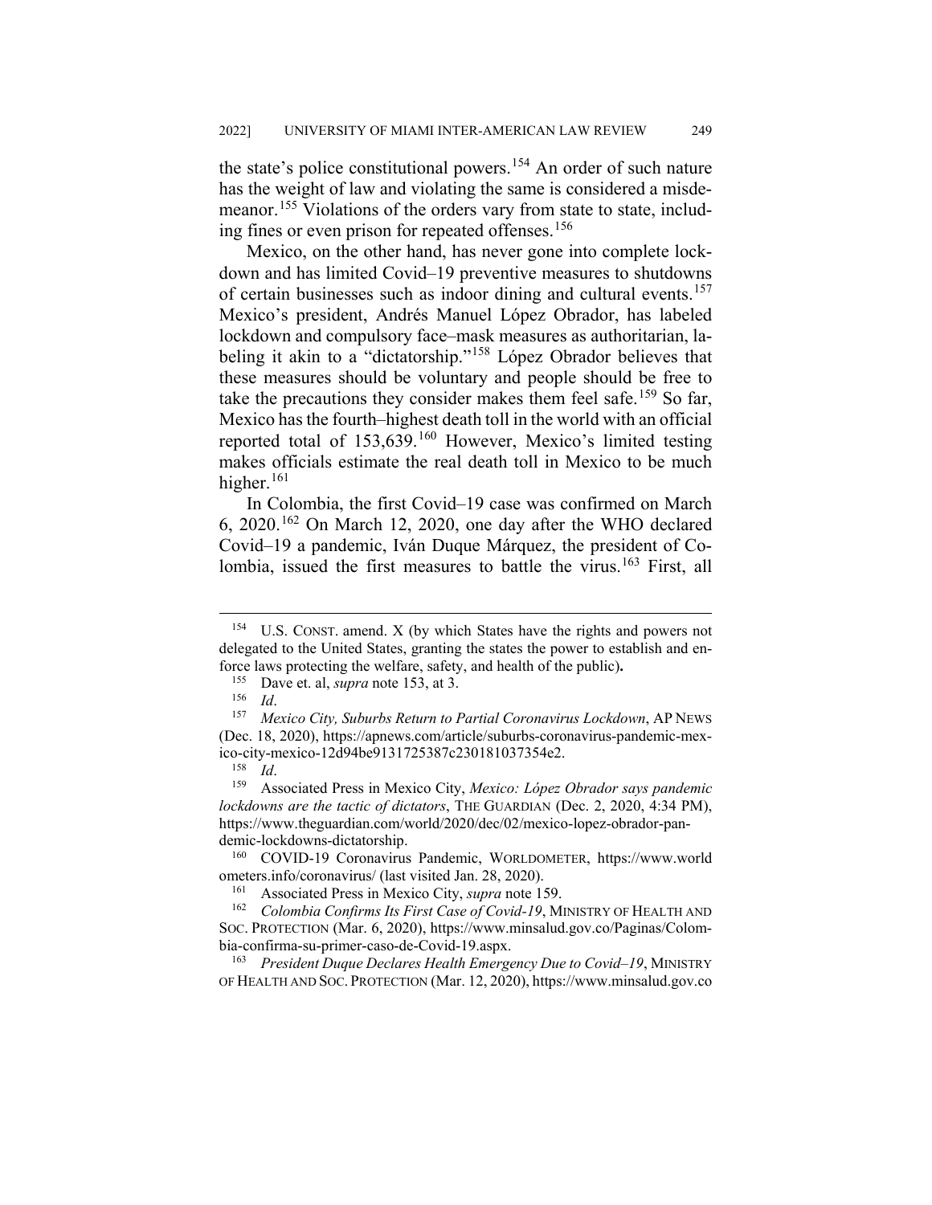the state's police constitutional powers.[154] An order of such nature has the weight of law and violating the same is considered a misdemeanor.[155] Violations of the orders vary from state to state, including fines or even prison for repeated offenses.[156]

Mexico, on the other hand, has never gone into complete lockdown and has limited Covid–19 preventive measures to shutdowns of certain businesses such as indoor dining and cultural events.[157] Mexico's president, Andrés Manuel López Obrador, has labeled lockdown and compulsory face–mask measures as authoritarian, labeling it akin to a "dictatorship."[158] López Obrador believes that these measures should be voluntary and people should be free to take the precautions they consider makes them feel safe.[159] So far, Mexico has the fourth–highest death toll in the world with an official reported total of 153,639.[160] However, Mexico's limited testing makes officials estimate the real death toll in Mexico to be much higher.[161]

In Colombia, the first Covid–19 case was confirmed on March 6, 2020.[162] On March 12, 2020, one day after the WHO declared Covid–19 a pandemic, Iván Duque Márquez, the president of Colombia, issued the first measures to battle the virus.[163] First, all

---

[154] U.S. CONST. amend. X (by which States have the rights and powers not delegated to the United States, granting the states the power to establish and enforce laws protecting the welfare, safety, and health of the public)**.**

[155] Dave et. al, *supra* note 153, at 3.

[156] *Id*.

[157] *Mexico City, Suburbs Return to Partial Coronavirus Lockdown*, AP NEWS (Dec. 18, 2020), https://apnews.com/article/suburbs-coronavirus-pandemic-mexico-city-mexico-12d94be9131725387c230181037354e2.

[158] *Id*.

[159] Associated Press in Mexico City, *Mexico: López Obrador says pandemic lockdowns are the tactic of dictators*, THE GUARDIAN (Dec. 2, 2020, 4:34 PM), https://www.theguardian.com/world/2020/dec/02/mexico-lopez-obrador-pandemic-lockdowns-dictatorship.

[160] COVID-19 Coronavirus Pandemic, WORLDOMETER, https://www.worldometers.info/coronavirus/ (last visited Jan. 28, 2020).

[161] Associated Press in Mexico City, *supra* note 159.

[162] *Colombia Confirms Its First Case of Covid-19*, MINISTRY OF HEALTH AND SOC. PROTECTION (Mar. 6, 2020), https://www.minsalud.gov.co/Paginas/Colombia-confirma-su-primer-caso-de-Covid-19.aspx.

[163] *President Duque Declares Health Emergency Due to Covid–19*, MINISTRY OF HEALTH AND SOC. PROTECTION (Mar. 12, 2020), https://www.minsalud.gov.co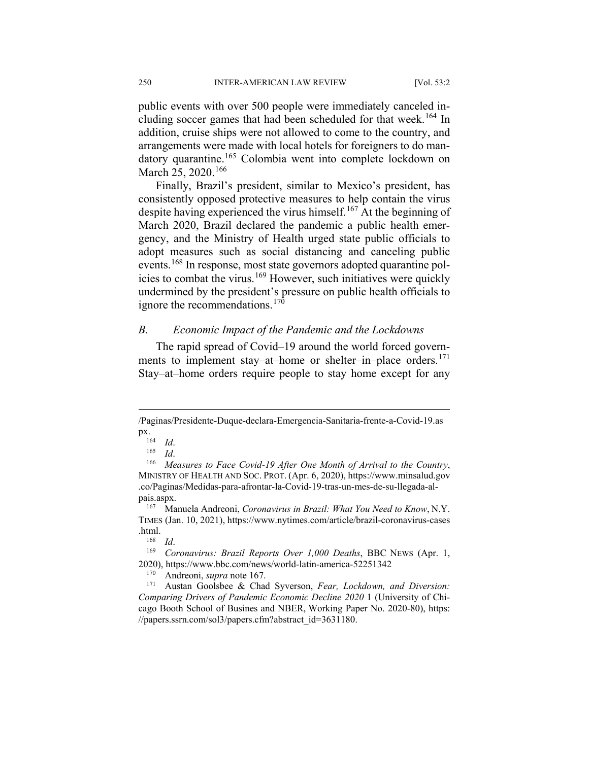public events with over 500 people were immediately canceled including soccer games that had been scheduled for that week.[164] In addition, cruise ships were not allowed to come to the country, and arrangements were made with local hotels for foreigners to do mandatory quarantine.[165] Colombia went into complete lockdown on March 25, 2020.[166]

Finally, Brazil's president, similar to Mexico's president, has consistently opposed protective measures to help contain the virus despite having experienced the virus himself.[167] At the beginning of March 2020, Brazil declared the pandemic a public health emergency, and the Ministry of Health urged state public officials to adopt measures such as social distancing and canceling public events.[168] In response, most state governors adopted quarantine policies to combat the virus.[169] However, such initiatives were quickly undermined by the president's pressure on public health officials to ignore the recommendations.[170]

### *B. Economic Impact of the Pandemic and the Lockdowns*

The rapid spread of Covid–19 around the world forced governments to implement stay–at–home or shelter–in–place orders.[171] Stay–at–home orders require people to stay home except for any

---

/Paginas/Presidente-Duque-declara-Emergencia-Sanitaria-frente-a-Covid-19.aspx.

[164] *Id*.

[165] *Id*.

[166] *Measures to Face Covid-19 After One Month of Arrival to the Country*, MINISTRY OF HEALTH AND SOC. PROT. (Apr. 6, 2020), https://www.minsalud.gov.co/Paginas/Medidas-para-afrontar-la-Covid-19-tras-un-mes-de-su-llegada-al-pais.aspx.

[167] Manuela Andreoni, *Coronavirus in Brazil: What You Need to Know*, N.Y. TIMES (Jan. 10, 2021), https://www.nytimes.com/article/brazil-coronavirus-cases.html.

[168] *Id*.

[169] *Coronavirus: Brazil Reports Over 1,000 Deaths*, BBC NEWS (Apr. 1, 2020), https://www.bbc.com/news/world-latin-america-52251342

[170] Andreoni, *supra* note 167.

[171] Austan Goolsbee & Chad Syverson, *Fear, Lockdown, and Diversion: Comparing Drivers of Pandemic Economic Decline 2020* 1 (University of Chicago Booth School of Busines and NBER, Working Paper No. 2020-80), https://papers.ssrn.com/sol3/papers.cfm?abstract_id=3631180.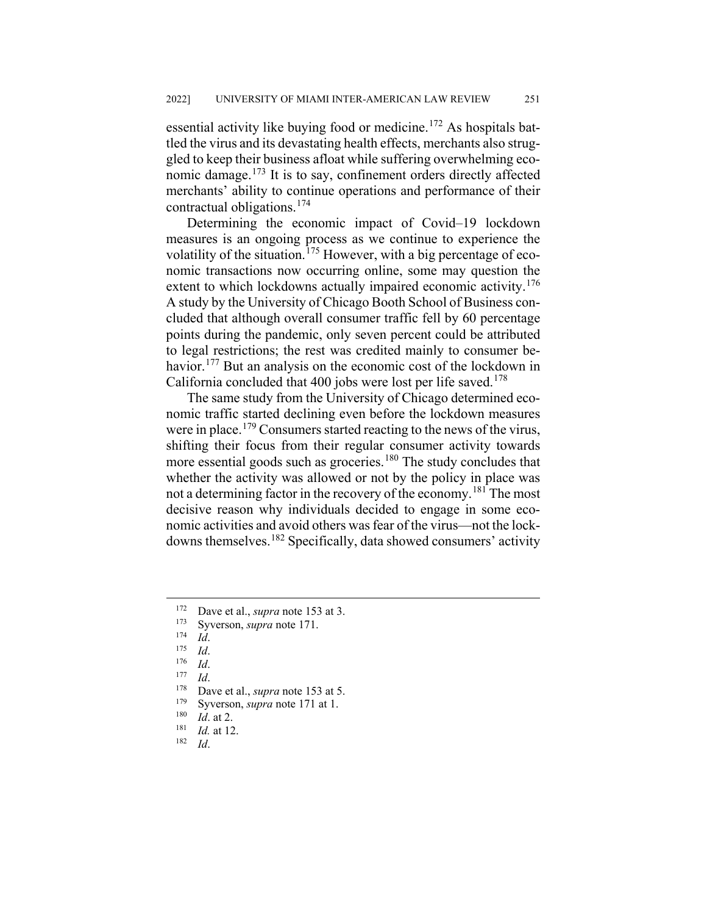essential activity like buying food or medicine.[172] As hospitals battled the virus and its devastating health effects, merchants also struggled to keep their business afloat while suffering overwhelming economic damage.[173] It is to say, confinement orders directly affected merchants' ability to continue operations and performance of their contractual obligations.[174]

Determining the economic impact of Covid–19 lockdown measures is an ongoing process as we continue to experience the volatility of the situation.[175] However, with a big percentage of economic transactions now occurring online, some may question the extent to which lockdowns actually impaired economic activity.[176] A study by the University of Chicago Booth School of Business concluded that although overall consumer traffic fell by 60 percentage points during the pandemic, only seven percent could be attributed to legal restrictions; the rest was credited mainly to consumer behavior.[177] But an analysis on the economic cost of the lockdown in California concluded that 400 jobs were lost per life saved.[178]

The same study from the University of Chicago determined economic traffic started declining even before the lockdown measures were in place.[179] Consumers started reacting to the news of the virus, shifting their focus from their regular consumer activity towards more essential goods such as groceries.[180] The study concludes that whether the activity was allowed or not by the policy in place was not a determining factor in the recovery of the economy.[181] The most decisive reason why individuals decided to engage in some economic activities and avoid others was fear of the virus—not the lockdowns themselves.[182] Specifically, data showed consumers' activity

---

[172] Dave et al., *supra* note 153 at 3.

[173] Syverson, *supra* note 171.

[174] *Id*.

[175] *Id*.

[176] *Id*.

[177] *Id*.

[178] Dave et al., *supra* note 153 at 5.

[179] Syverson, *supra* note 171 at 1.

[180] *Id*. at 2.

[181] *Id.* at 12.

[182] *Id*.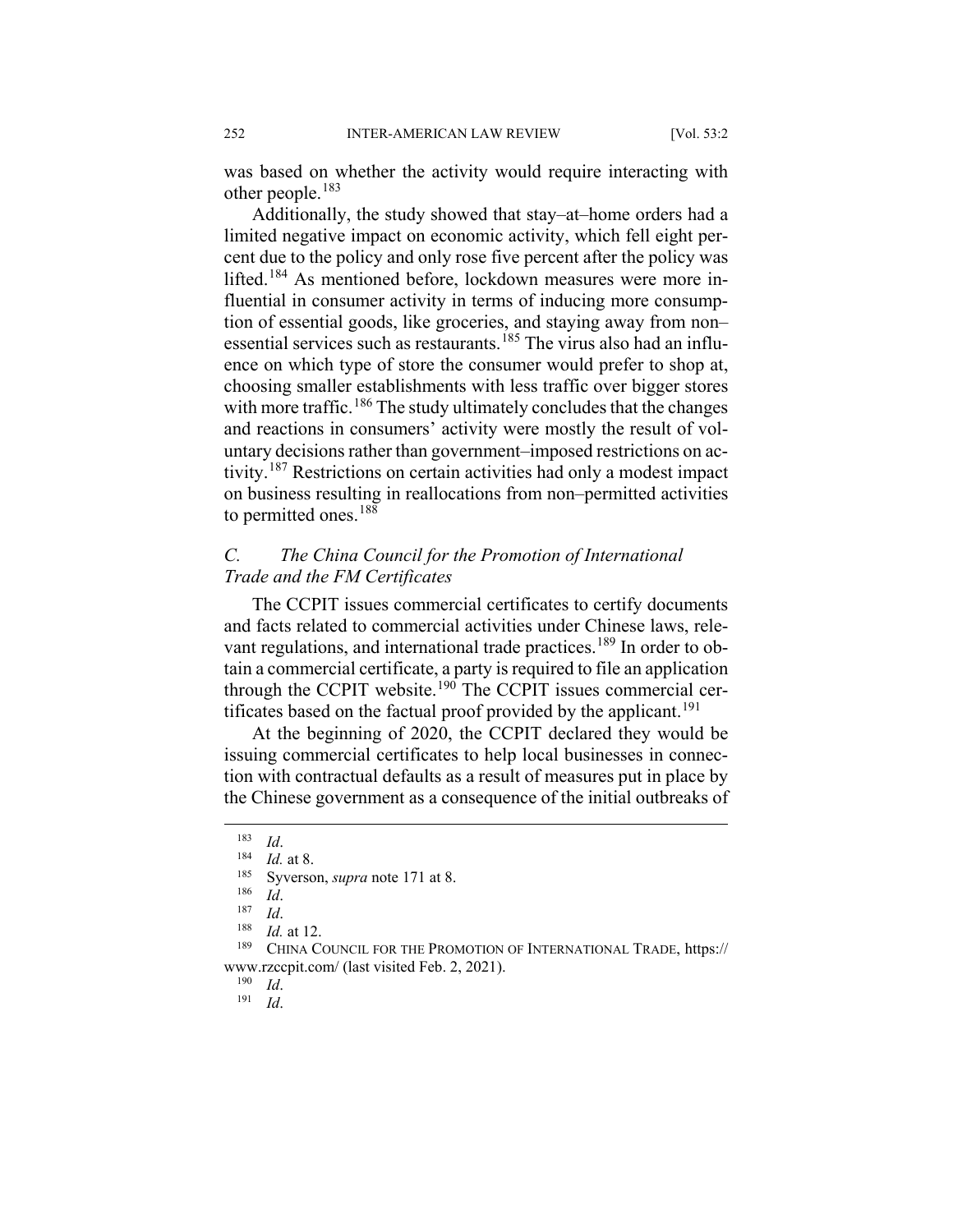was based on whether the activity would require interacting with other people.[183]

Additionally, the study showed that stay–at–home orders had a limited negative impact on economic activity, which fell eight percent due to the policy and only rose five percent after the policy was lifted.[184] As mentioned before, lockdown measures were more influential in consumer activity in terms of inducing more consumption of essential goods, like groceries, and staying away from non–essential services such as restaurants.[185] The virus also had an influence on which type of store the consumer would prefer to shop at, choosing smaller establishments with less traffic over bigger stores with more traffic.[186] The study ultimately concludes that the changes and reactions in consumers' activity were mostly the result of voluntary decisions rather than government–imposed restrictions on activity.[187] Restrictions on certain activities had only a modest impact on business resulting in reallocations from non–permitted activities to permitted ones.[188]

### *C. The China Council for the Promotion of International Trade and the FM Certificates*

The CCPIT issues commercial certificates to certify documents and facts related to commercial activities under Chinese laws, relevant regulations, and international trade practices.[189] In order to obtain a commercial certificate, a party is required to file an application through the CCPIT website.[190] The CCPIT issues commercial certificates based on the factual proof provided by the applicant.[191]

At the beginning of 2020, the CCPIT declared they would be issuing commercial certificates to help local businesses in connection with contractual defaults as a result of measures put in place by the Chinese government as a consequence of the initial outbreaks of

---

[183] *Id*.

[184] *Id.* at 8.

[185] Syverson, *supra* note 171 at 8.

[186] *Id*.

[187] *Id*.

[188] *Id.* at 12.

[189] CHINA COUNCIL FOR THE PROMOTION OF INTERNATIONAL TRADE, https://www.rzccpit.com/ (last visited Feb. 2, 2021).

[190] *Id*.

[191] *Id*.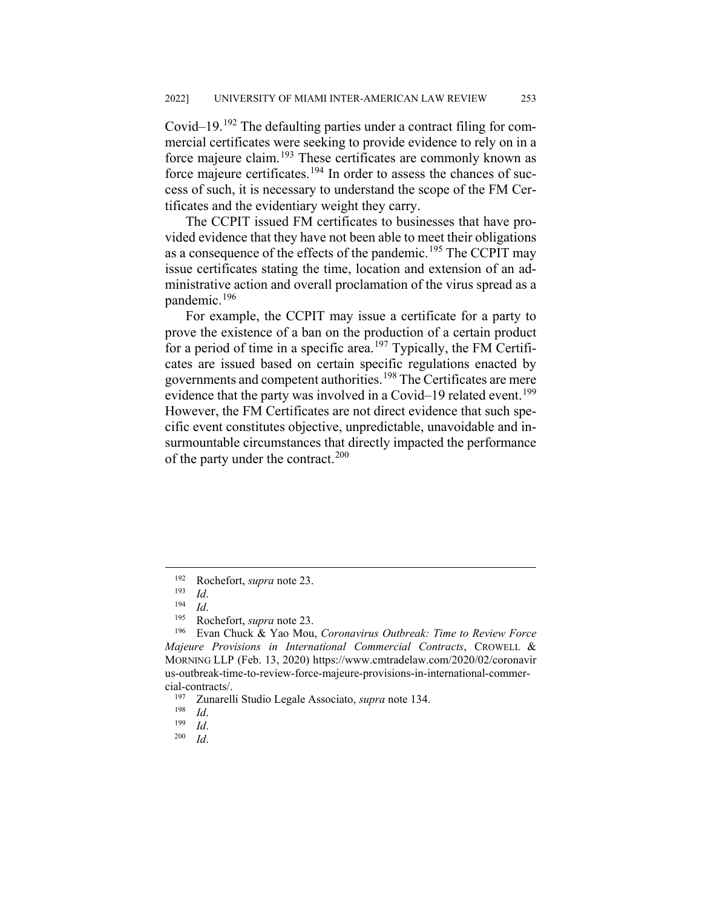Covid–19.[192] The defaulting parties under a contract filing for commercial certificates were seeking to provide evidence to rely on in a force majeure claim.[193] These certificates are commonly known as force majeure certificates.[194] In order to assess the chances of success of such, it is necessary to understand the scope of the FM Certificates and the evidentiary weight they carry.

The CCPIT issued FM certificates to businesses that have provided evidence that they have not been able to meet their obligations as a consequence of the effects of the pandemic.[195] The CCPIT may issue certificates stating the time, location and extension of an administrative action and overall proclamation of the virus spread as a pandemic.[196]

For example, the CCPIT may issue a certificate for a party to prove the existence of a ban on the production of a certain product for a period of time in a specific area.[197] Typically, the FM Certificates are issued based on certain specific regulations enacted by governments and competent authorities.[198] The Certificates are mere evidence that the party was involved in a Covid–19 related event.[199] However, the FM Certificates are not direct evidence that such specific event constitutes objective, unpredictable, unavoidable and insurmountable circumstances that directly impacted the performance of the party under the contract.[200]

---

[192] Rochefort, *supra* note 23.

[193] *Id*.

[194] *Id*.

[195] Rochefort, *supra* note 23.

[196] Evan Chuck & Yao Mou, *Coronavirus Outbreak: Time to Review Force Majeure Provisions in International Commercial Contracts*, CROWELL & MORNING LLP (Feb. 13, 2020) https://www.cmtradelaw.com/2020/02/coronavirus-outbreak-time-to-review-force-majeure-provisions-in-international-commercial-contracts/.

[197] Zunarelli Studio Legale Associato, *supra* note 134.

[198] *Id*.

[199] *Id*.

[200] *Id*.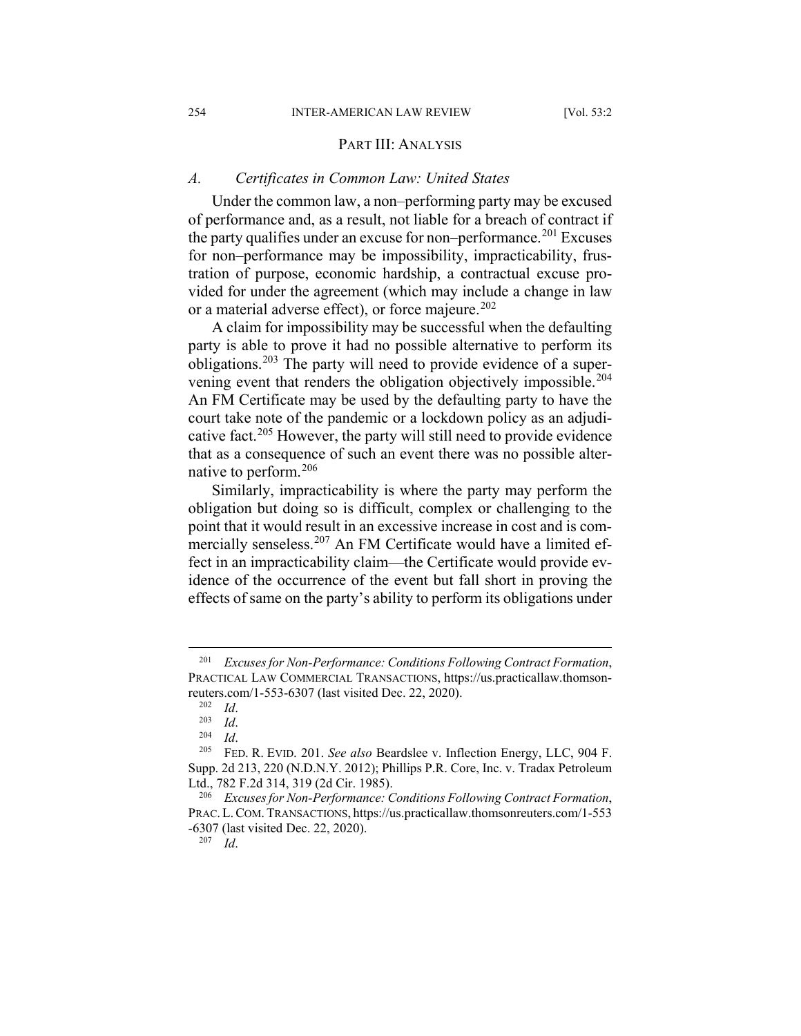## PART III: ANALYSIS

### *A. Certificates in Common Law: United States*

Under the common law, a non–performing party may be excused of performance and, as a result, not liable for a breach of contract if the party qualifies under an excuse for non–performance.[201] Excuses for non–performance may be impossibility, impracticability, frustration of purpose, economic hardship, a contractual excuse provided for under the agreement (which may include a change in law or a material adverse effect), or force majeure.[202]

A claim for impossibility may be successful when the defaulting party is able to prove it had no possible alternative to perform its obligations.[203] The party will need to provide evidence of a supervening event that renders the obligation objectively impossible.[204] An FM Certificate may be used by the defaulting party to have the court take note of the pandemic or a lockdown policy as an adjudicative fact.[205] However, the party will still need to provide evidence that as a consequence of such an event there was no possible alternative to perform.[206]

Similarly, impracticability is where the party may perform the obligation but doing so is difficult, complex or challenging to the point that it would result in an excessive increase in cost and is commercially senseless.[207] An FM Certificate would have a limited effect in an impracticability claim—the Certificate would provide evidence of the occurrence of the event but fall short in proving the effects of same on the party's ability to perform its obligations under

---

[201] *Excuses for Non-Performance: Conditions Following Contract Formation*, PRACTICAL LAW COMMERCIAL TRANSACTIONS, https://us.practicallaw.thomsonreuters.com/1-553-6307 (last visited Dec. 22, 2020).

[202] *Id*.

[203] *Id*.

[204] *Id*.

[205] FED. R. EVID. 201. *See also* Beardslee v. Inflection Energy, LLC, 904 F. Supp. 2d 213, 220 (N.D.N.Y. 2012); Phillips P.R. Core, Inc. v. Tradax Petroleum Ltd., 782 F.2d 314, 319 (2d Cir. 1985).

[206] *Excuses for Non-Performance: Conditions Following Contract Formation*, PRAC. L. COM. TRANSACTIONS, https://us.practicallaw.thomsonreuters.com/1-553-6307 (last visited Dec. 22, 2020).

[207] *Id*.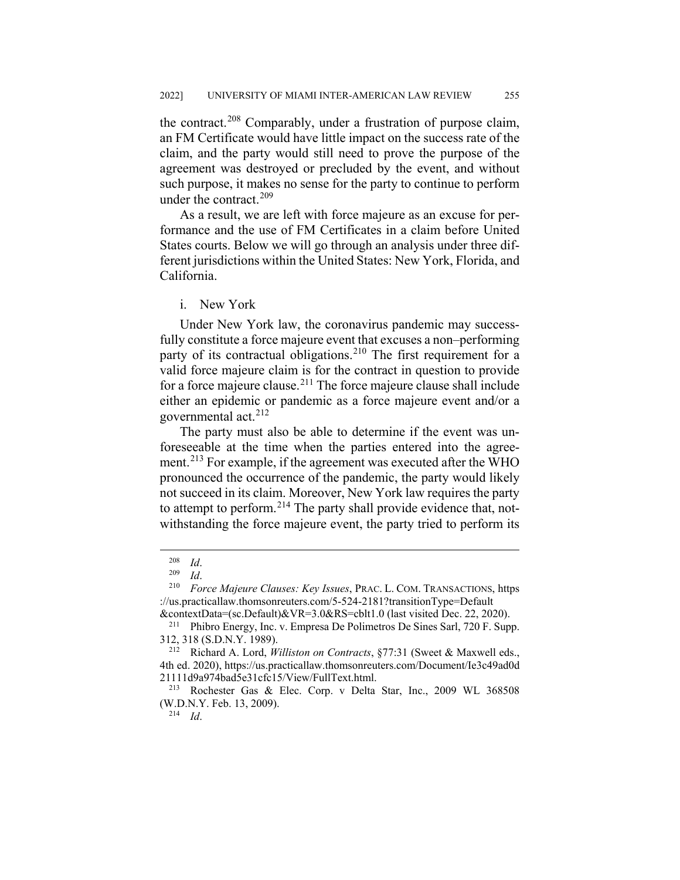the contract.[208] Comparably, under a frustration of purpose claim, an FM Certificate would have little impact on the success rate of the claim, and the party would still need to prove the purpose of the agreement was destroyed or precluded by the event, and without such purpose, it makes no sense for the party to continue to perform under the contract.[209]

As a result, we are left with force majeure as an excuse for performance and the use of FM Certificates in a claim before United States courts. Below we will go through an analysis under three different jurisdictions within the United States: New York, Florida, and California.

i. New York

Under New York law, the coronavirus pandemic may successfully constitute a force majeure event that excuses a non–performing party of its contractual obligations.[210] The first requirement for a valid force majeure claim is for the contract in question to provide for a force majeure clause.[211] The force majeure clause shall include either an epidemic or pandemic as a force majeure event and/or a governmental act.[212]

The party must also be able to determine if the event was unforeseeable at the time when the parties entered into the agreement.[213] For example, if the agreement was executed after the WHO pronounced the occurrence of the pandemic, the party would likely not succeed in its claim. Moreover, New York law requires the party to attempt to perform.[214] The party shall provide evidence that, notwithstanding the force majeure event, the party tried to perform its

---

[208] *Id*.

[209] *Id*.

[210] *Force Majeure Clauses: Key Issues*, PRAC. L. COM. TRANSACTIONS, https://us.practicallaw.thomsonreuters.com/5-524-2181?transitionType=Default&contextData=(sc.Default)&VR=3.0&RS=cblt1.0 (last visited Dec. 22, 2020).

[211] Phibro Energy, Inc. v. Empresa De Polimetros De Sines Sarl, 720 F. Supp. 312, 318 (S.D.N.Y. 1989).

[212] Richard A. Lord, *Williston on Contracts*, §77:31 (Sweet & Maxwell eds., 4th ed. 2020), https://us.practicallaw.thomsonreuters.com/Document/Ie3c49ad0d21111d9a974bad5e31cfc15/View/FullText.html.

[213] Rochester Gas & Elec. Corp. v Delta Star, Inc., 2009 WL 368508 (W.D.N.Y. Feb. 13, 2009).

[214] *Id*.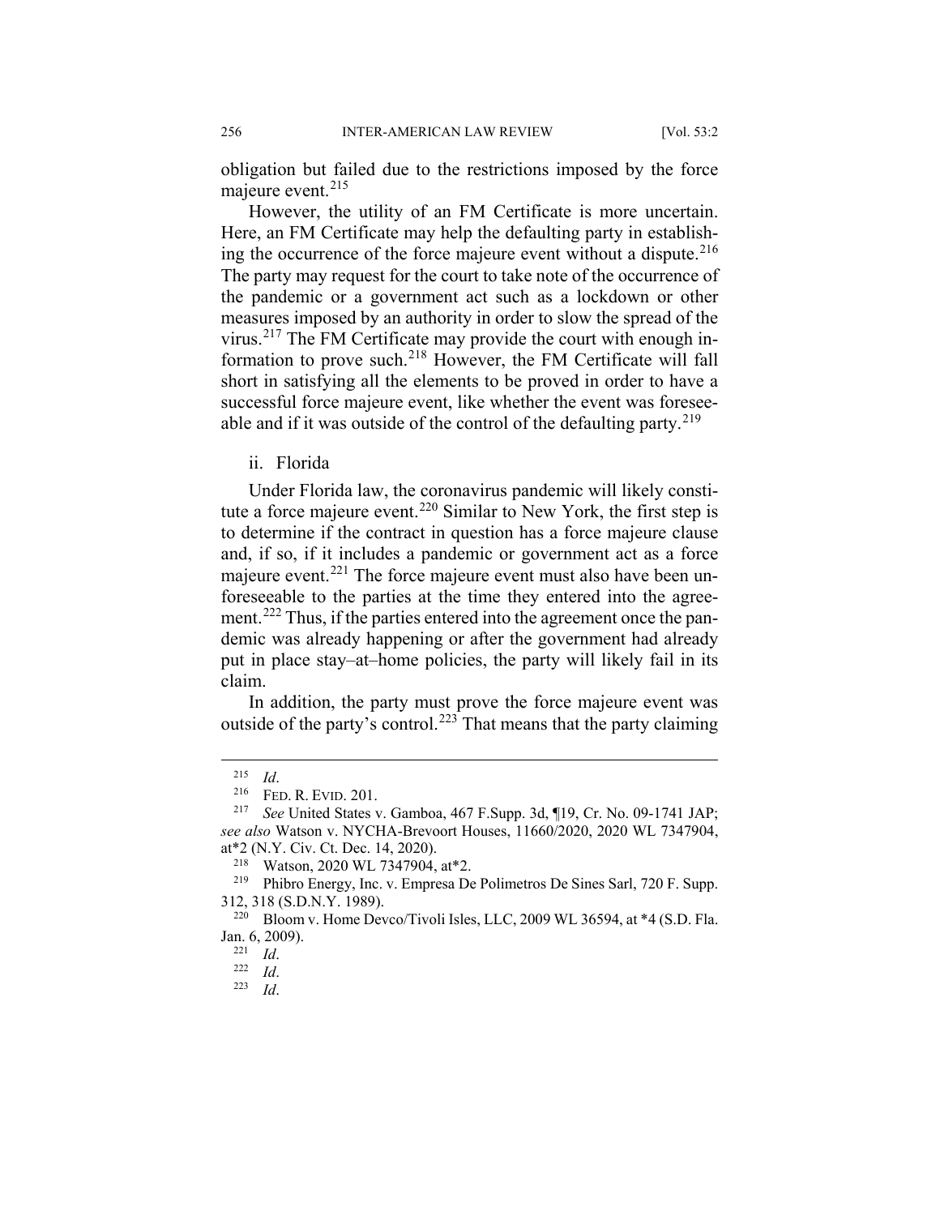obligation but failed due to the restrictions imposed by the force majeure event.[215]

However, the utility of an FM Certificate is more uncertain. Here, an FM Certificate may help the defaulting party in establishing the occurrence of the force majeure event without a dispute.[216] The party may request for the court to take note of the occurrence of the pandemic or a government act such as a lockdown or other measures imposed by an authority in order to slow the spread of the virus.[217] The FM Certificate may provide the court with enough information to prove such.[218] However, the FM Certificate will fall short in satisfying all the elements to be proved in order to have a successful force majeure event, like whether the event was foreseeable and if it was outside of the control of the defaulting party.[219]

### ii. Florida

Under Florida law, the coronavirus pandemic will likely constitute a force majeure event.[220] Similar to New York, the first step is to determine if the contract in question has a force majeure clause and, if so, if it includes a pandemic or government act as a force majeure event.[221] The force majeure event must also have been unforeseeable to the parties at the time they entered into the agreement.[222] Thus, if the parties entered into the agreement once the pandemic was already happening or after the government had already put in place stay–at–home policies, the party will likely fail in its claim.

In addition, the party must prove the force majeure event was outside of the party's control.[223] That means that the party claiming

---

[215] *Id*.

[216] FED. R. EVID. 201.

[217] *See* United States v. Gamboa, 467 F.Supp. 3d, ¶19, Cr. No. 09-1741 JAP; *see also* Watson v. NYCHA-Brevoort Houses, 11660/2020, 2020 WL 7347904, at*2 (N.Y. Civ. Ct. Dec. 14, 2020).

[218] Watson, 2020 WL 7347904, at*2.

[219] Phibro Energy, Inc. v. Empresa De Polimetros De Sines Sarl, 720 F. Supp. 312, 318 (S.D.N.Y. 1989).

[220] Bloom v. Home Devco/Tivoli Isles, LLC, 2009 WL 36594, at *4 (S.D. Fla. Jan. 6, 2009).

[221] *Id*.

[222] *Id*.

[223] *Id*.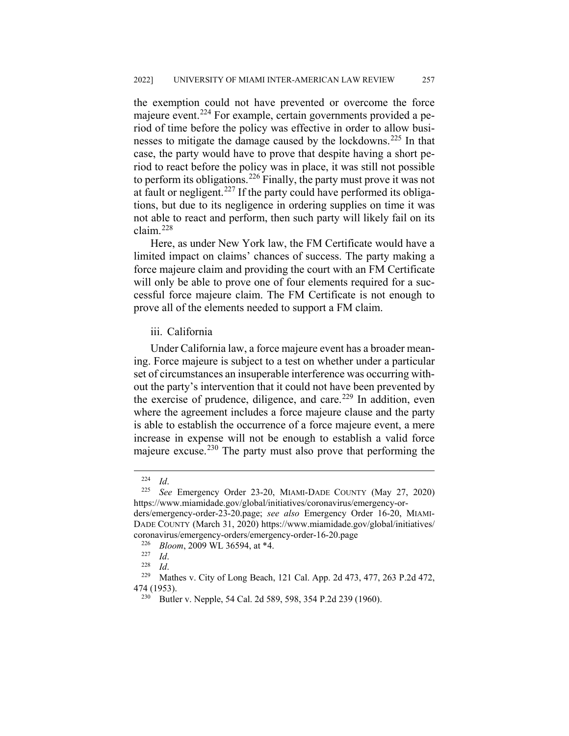the exemption could not have prevented or overcome the force majeure event.[224] For example, certain governments provided a period of time before the policy was effective in order to allow businesses to mitigate the damage caused by the lockdowns.[225] In that case, the party would have to prove that despite having a short period to react before the policy was in place, it was still not possible to perform its obligations.[226] Finally, the party must prove it was not at fault or negligent.[227] If the party could have performed its obligations, but due to its negligence in ordering supplies on time it was not able to react and perform, then such party will likely fail on its claim.[228]

Here, as under New York law, the FM Certificate would have a limited impact on claims' chances of success. The party making a force majeure claim and providing the court with an FM Certificate will only be able to prove one of four elements required for a successful force majeure claim. The FM Certificate is not enough to prove all of the elements needed to support a FM claim.

iii. California

Under California law, a force majeure event has a broader meaning. Force majeure is subject to a test on whether under a particular set of circumstances an insuperable interference was occurring without the party's intervention that it could not have been prevented by the exercise of prudence, diligence, and care.[229] In addition, even where the agreement includes a force majeure clause and the party is able to establish the occurrence of a force majeure event, a mere increase in expense will not be enough to establish a valid force majeure excuse.[230] The party must also prove that performing the

---

[224] *Id*.

[225] *See* Emergency Order 23-20, MIAMI-DADE COUNTY (May 27, 2020) https://www.miamidade.gov/global/initiatives/coronavirus/emergency-orders/emergency-order-23-20.page; *see also* Emergency Order 16-20, MIAMI-DADE COUNTY (March 31, 2020) https://www.miamidade.gov/global/initiatives/coronavirus/emergency-orders/emergency-order-16-20.page

[226] *Bloom*, 2009 WL 36594, at *4.

[227] *Id*.

[228] *Id*.

[229] Mathes v. City of Long Beach, 121 Cal. App. 2d 473, 477, 263 P.2d 472, 474 (1953).

[230] Butler v. Nepple, 54 Cal. 2d 589, 598, 354 P.2d 239 (1960).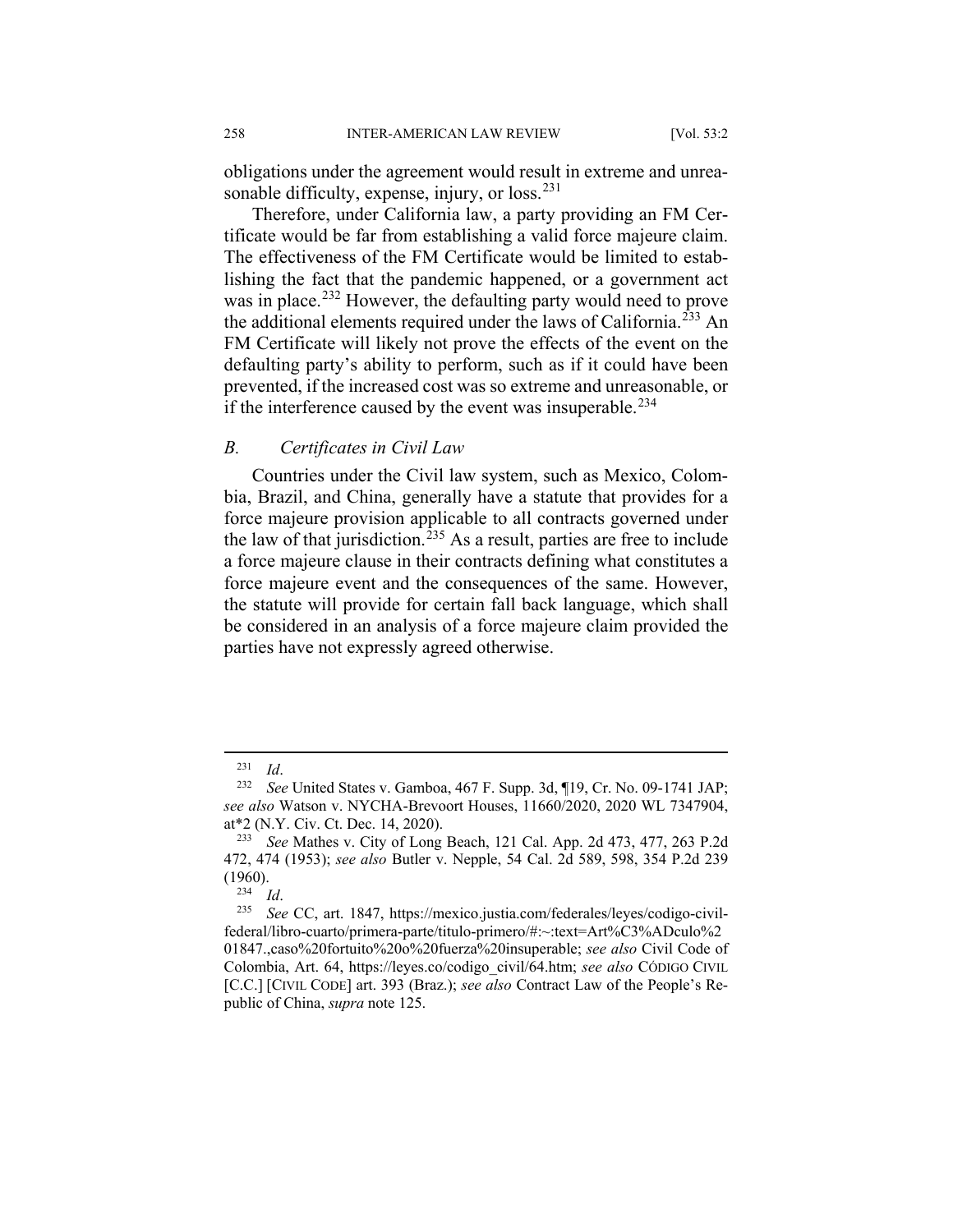obligations under the agreement would result in extreme and unreasonable difficulty, expense, injury, or loss.[231]

Therefore, under California law, a party providing an FM Certificate would be far from establishing a valid force majeure claim. The effectiveness of the FM Certificate would be limited to establishing the fact that the pandemic happened, or a government act was in place.[232] However, the defaulting party would need to prove the additional elements required under the laws of California.[233] An FM Certificate will likely not prove the effects of the event on the defaulting party's ability to perform, such as if it could have been prevented, if the increased cost was so extreme and unreasonable, or if the interference caused by the event was insuperable.[234]

### *B. Certificates in Civil Law*

Countries under the Civil law system, such as Mexico, Colombia, Brazil, and China, generally have a statute that provides for a force majeure provision applicable to all contracts governed under the law of that jurisdiction.[235] As a result, parties are free to include a force majeure clause in their contracts defining what constitutes a force majeure event and the consequences of the same. However, the statute will provide for certain fall back language, which shall be considered in an analysis of a force majeure claim provided the parties have not expressly agreed otherwise.

---

[231] *Id*.

[232] *See* United States v. Gamboa, 467 F. Supp. 3d, ¶19, Cr. No. 09-1741 JAP; *see also* Watson v. NYCHA-Brevoort Houses, 11660/2020, 2020 WL 7347904, at*2 (N.Y. Civ. Ct. Dec. 14, 2020).

[233] *See* Mathes v. City of Long Beach, 121 Cal. App. 2d 473, 477, 263 P.2d 472, 474 (1953); *see also* Butler v. Nepple, 54 Cal. 2d 589, 598, 354 P.2d 239 (1960).

[234] *Id*.

[235] *See* CC, art. 1847, https://mexico.justia.com/federales/leyes/codigo-civil-federal/libro-cuarto/primera-parte/titulo-primero/#:~:text=Art%C3%ADculo%201847.,caso%20fortuito%20o%20fuerza%20insuperable; *see also* Civil Code of Colombia, Art. 64, https://leyes.co/codigo_civil/64.htm; *see also* CÓDIGO CIVIL [C.C.] [CIVIL CODE] art. 393 (Braz.); *see also* Contract Law of the People's Republic of China, *supra* note 125.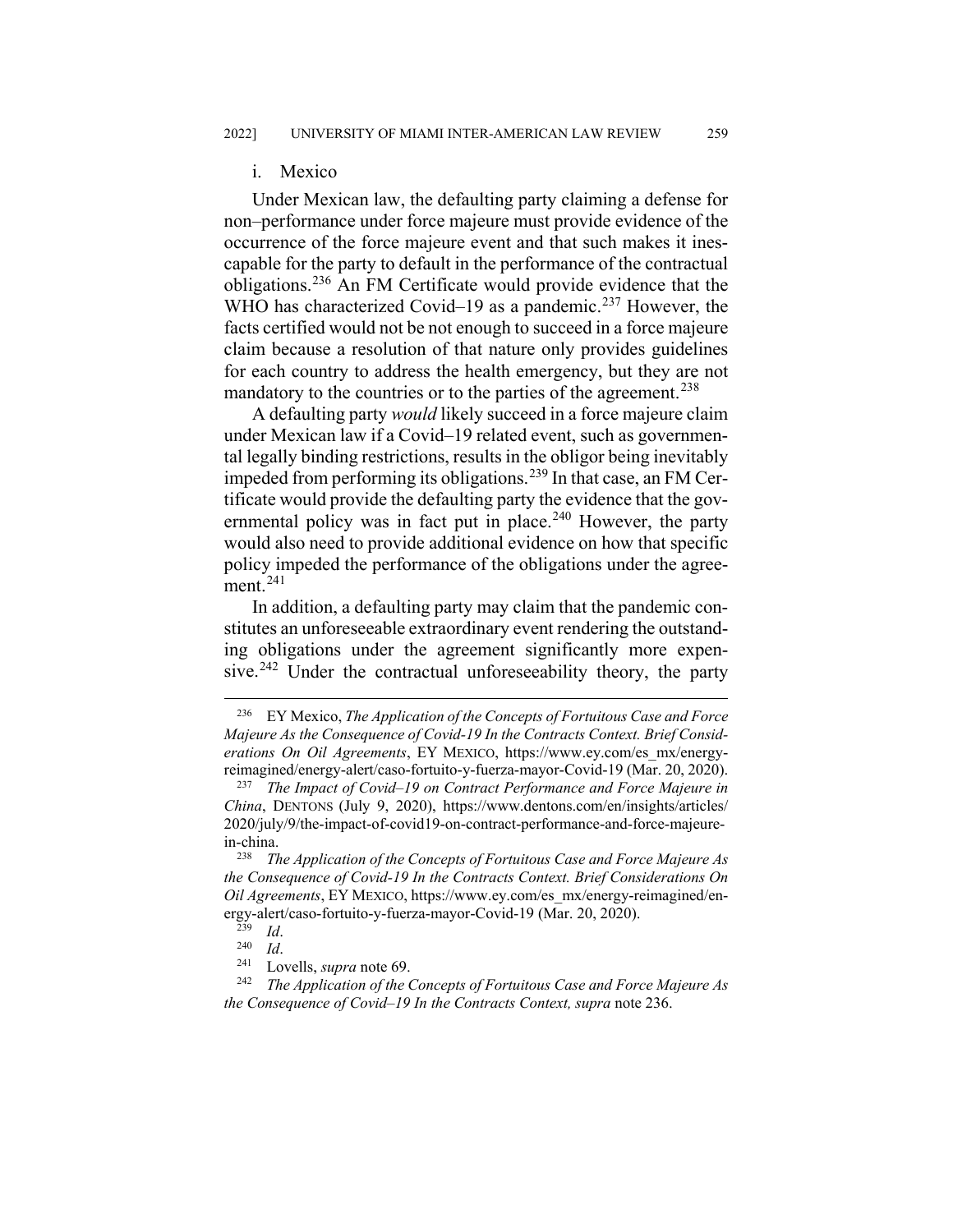### i. Mexico

Under Mexican law, the defaulting party claiming a defense for non–performance under force majeure must provide evidence of the occurrence of the force majeure event and that such makes it inescapable for the party to default in the performance of the contractual obligations.[236] An FM Certificate would provide evidence that the WHO has characterized Covid–19 as a pandemic.[237] However, the facts certified would not be not enough to succeed in a force majeure claim because a resolution of that nature only provides guidelines for each country to address the health emergency, but they are not mandatory to the countries or to the parties of the agreement.[238]

A defaulting party *would* likely succeed in a force majeure claim under Mexican law if a Covid–19 related event, such as governmental legally binding restrictions, results in the obligor being inevitably impeded from performing its obligations.[239] In that case, an FM Certificate would provide the defaulting party the evidence that the governmental policy was in fact put in place.[240] However, the party would also need to provide additional evidence on how that specific policy impeded the performance of the obligations under the agreement.[241]

In addition, a defaulting party may claim that the pandemic constitutes an unforeseeable extraordinary event rendering the outstanding obligations under the agreement significantly more expensive.[242] Under the contractual unforeseeability theory, the party

---

[236] EY Mexico, *The Application of the Concepts of Fortuitous Case and Force Majeure As the Consequence of Covid-19 In the Contracts Context. Brief Considerations On Oil Agreements*, EY MEXICO, https://www.ey.com/es_mx/energy-reimagined/energy-alert/caso-fortuito-y-fuerza-mayor-Covid-19 (Mar. 20, 2020).

[237] *The Impact of Covid–19 on Contract Performance and Force Majeure in China*, DENTONS (July 9, 2020), https://www.dentons.com/en/insights/articles/2020/july/9/the-impact-of-covid19-on-contract-performance-and-force-majeure-in-china.

[238] *The Application of the Concepts of Fortuitous Case and Force Majeure As the Consequence of Covid-19 In the Contracts Context. Brief Considerations On Oil Agreements*, EY MEXICO, https://www.ey.com/es_mx/energy-reimagined/energy-alert/caso-fortuito-y-fuerza-mayor-Covid-19 (Mar. 20, 2020).

[239] *Id*.

[240] *Id*.

[241] Lovells, *supra* note 69.

[242] *The Application of the Concepts of Fortuitous Case and Force Majeure As the Consequence of Covid–19 In the Contracts Context, supra* note 236.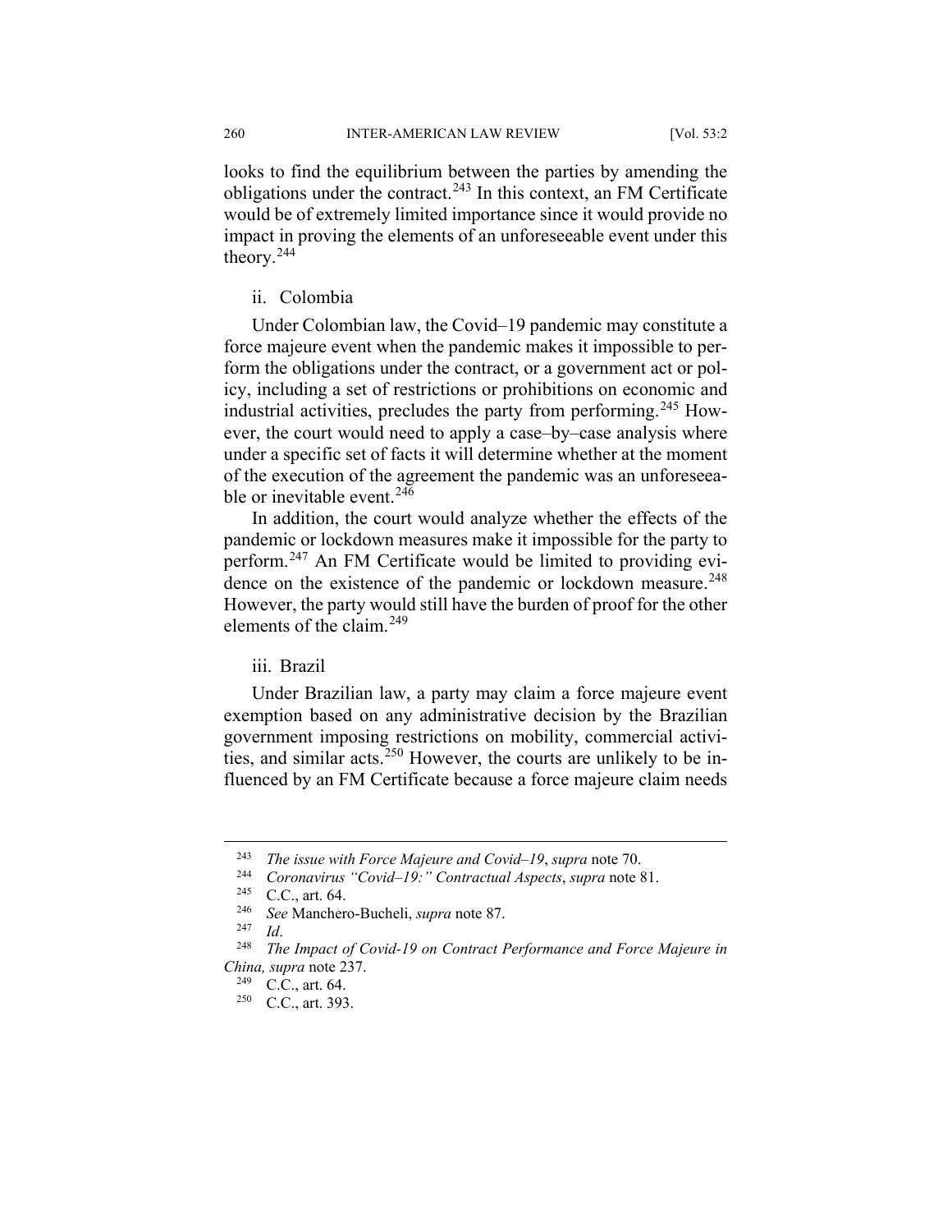looks to find the equilibrium between the parties by amending the obligations under the contract.[243] In this context, an FM Certificate would be of extremely limited importance since it would provide no impact in proving the elements of an unforeseeable event under this theory.[244]

ii. Colombia

Under Colombian law, the Covid–19 pandemic may constitute a force majeure event when the pandemic makes it impossible to perform the obligations under the contract, or a government act or policy, including a set of restrictions or prohibitions on economic and industrial activities, precludes the party from performing.[245] However, the court would need to apply a case–by–case analysis where under a specific set of facts it will determine whether at the moment of the execution of the agreement the pandemic was an unforeseeable or inevitable event.[246]

In addition, the court would analyze whether the effects of the pandemic or lockdown measures make it impossible for the party to perform.[247] An FM Certificate would be limited to providing evidence on the existence of the pandemic or lockdown measure.[248] However, the party would still have the burden of proof for the other elements of the claim.[249]

iii. Brazil

Under Brazilian law, a party may claim a force majeure event exemption based on any administrative decision by the Brazilian government imposing restrictions on mobility, commercial activities, and similar acts.[250] However, the courts are unlikely to be influenced by an FM Certificate because a force majeure claim needs

---

[243] *The issue with Force Majeure and Covid–19*, *supra* note 70.

[244] *Coronavirus "Covid–19:" Contractual Aspects*, *supra* note 81.

[245] C.C., art. 64.

[246] *See* Manchero-Bucheli, *supra* note 87.

[247] *Id*.

[248] *The Impact of Covid-19 on Contract Performance and Force Majeure in China, supra* note 237.

[249] C.C., art. 64.

[250] C.C., art. 393.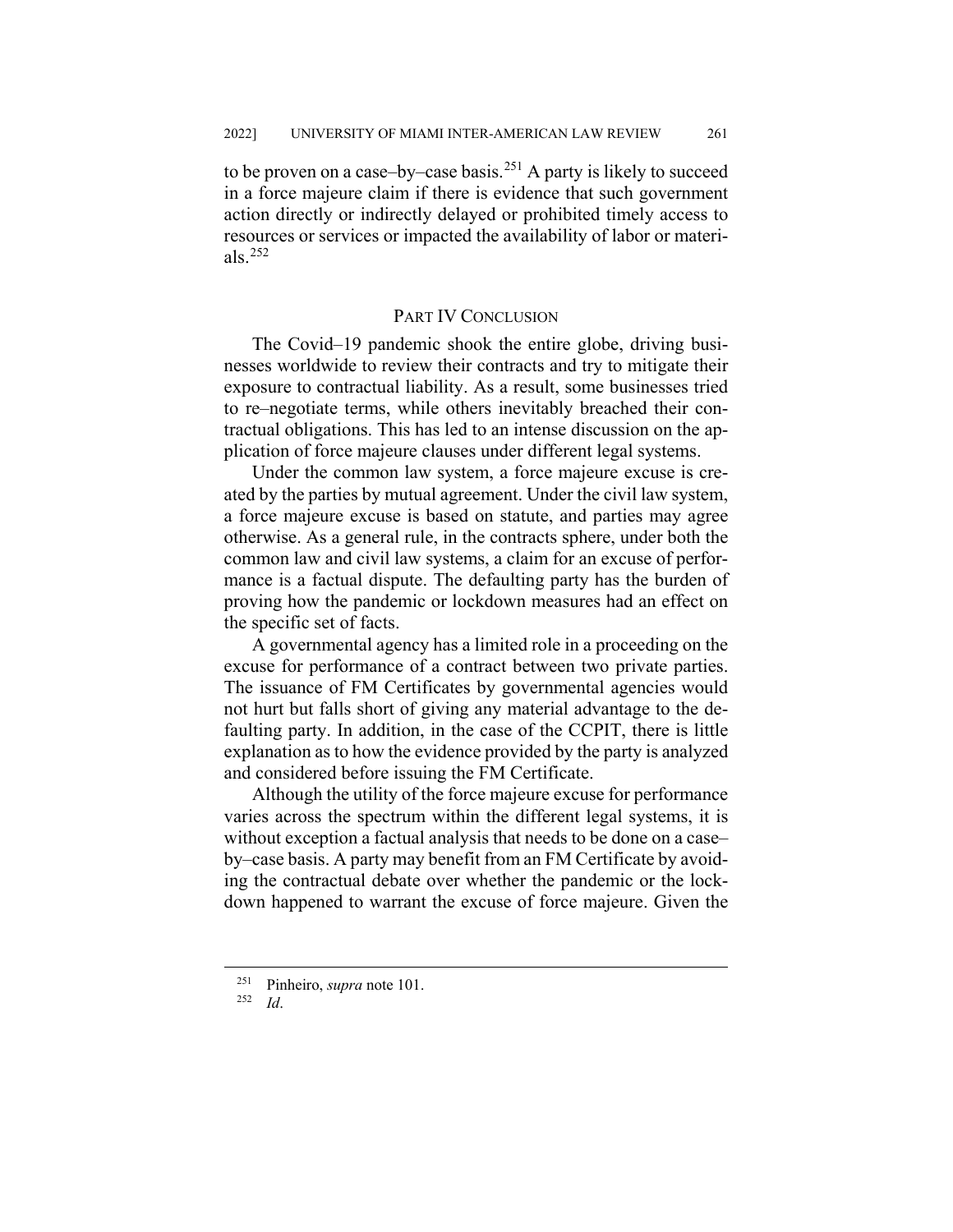to be proven on a case–by–case basis.[251] A party is likely to succeed in a force majeure claim if there is evidence that such government action directly or indirectly delayed or prohibited timely access to resources or services or impacted the availability of labor or materials.[252]

## PART IV CONCLUSION

The Covid–19 pandemic shook the entire globe, driving businesses worldwide to review their contracts and try to mitigate their exposure to contractual liability. As a result, some businesses tried to re–negotiate terms, while others inevitably breached their contractual obligations. This has led to an intense discussion on the application of force majeure clauses under different legal systems.

Under the common law system, a force majeure excuse is created by the parties by mutual agreement. Under the civil law system, a force majeure excuse is based on statute, and parties may agree otherwise. As a general rule, in the contracts sphere, under both the common law and civil law systems, a claim for an excuse of performance is a factual dispute. The defaulting party has the burden of proving how the pandemic or lockdown measures had an effect on the specific set of facts.

A governmental agency has a limited role in a proceeding on the excuse for performance of a contract between two private parties. The issuance of FM Certificates by governmental agencies would not hurt but falls short of giving any material advantage to the defaulting party. In addition, in the case of the CCPIT, there is little explanation as to how the evidence provided by the party is analyzed and considered before issuing the FM Certificate.

Although the utility of the force majeure excuse for performance varies across the spectrum within the different legal systems, it is without exception a factual analysis that needs to be done on a case–by–case basis. A party may benefit from an FM Certificate by avoiding the contractual debate over whether the pandemic or the lockdown happened to warrant the excuse of force majeure. Given the

---

[251] Pinheiro, *supra* note 101.

[252] *Id*.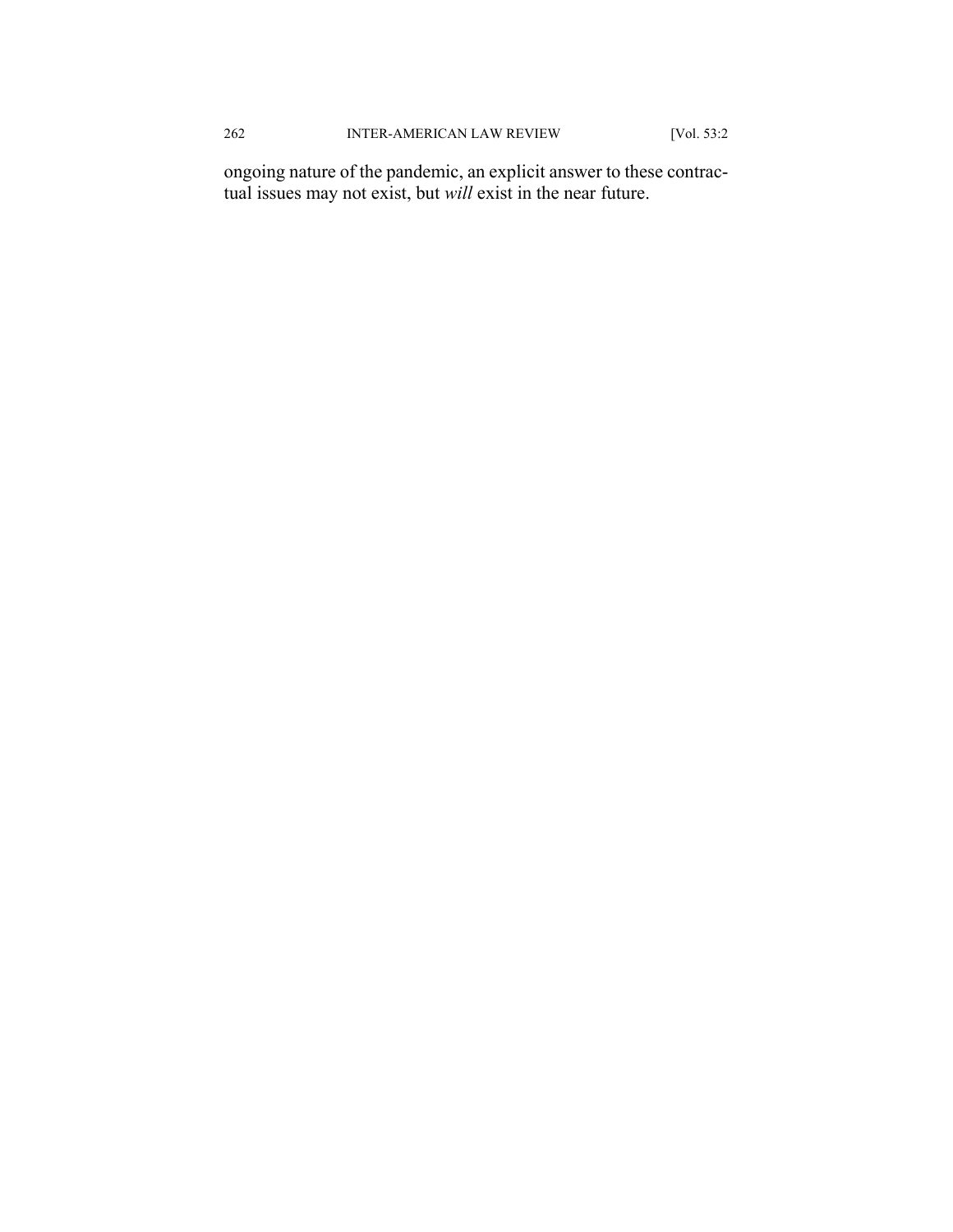ongoing nature of the pandemic, an explicit answer to these contractual issues may not exist, but *will* exist in the near future.